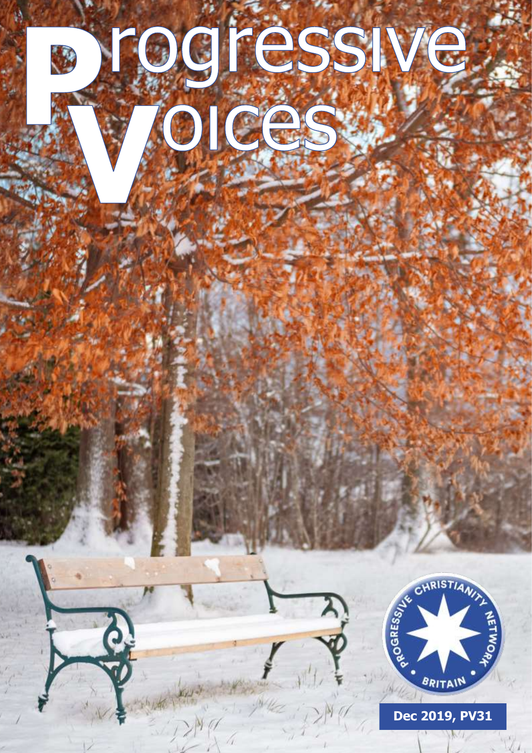# Progressive Voices

PROGRESSIVE CHRISTIANITY NETWORK • BRITAIN •

**Dec 2019, PV31**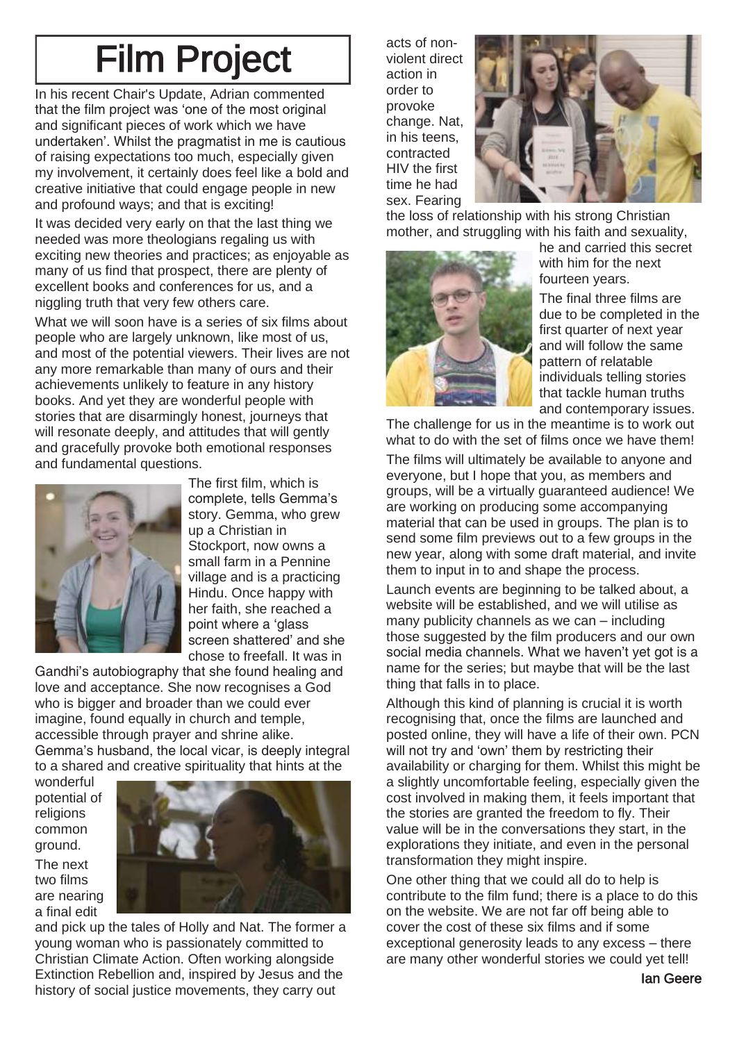# Film Project

In his recent Chair's Update, Adrian commented that the film project was 'one of the most original and significant pieces of work which we have undertaken'. Whilst the pragmatist in me is cautious of raising expectations too much, especially given my involvement, it certainly does feel like a bold and creative initiative that could engage people in new and profound ways; and that is exciting!

It was decided very early on that the last thing we needed was more theologians regaling us with exciting new theories and practices; as enjoyable as many of us find that prospect, there are plenty of excellent books and conferences for us, and a niggling truth that very few others care.

What we will soon have is a series of six films about people who are largely unknown, like most of us, and most of the potential viewers. Their lives are not any more remarkable than many of ours and their achievements unlikely to feature in any history books. And yet they are wonderful people with stories that are disarmingly honest, journeys that will resonate deeply, and attitudes that will gently and gracefully provoke both emotional responses and fundamental questions.

The first film, which is complete, tells Gemma's story. Gemma, who grew up a Christian in Stockport, now owns a small farm in a Pennine village and is a practicing Hindu. Once happy with her faith, she reached a point where a 'glass screen shattered' and she chose to freefall. It was in Gandhi's autobiography that she found healing and love and acceptance. She now recognises a God who is bigger and broader than we could ever imagine, found equally in church and temple, accessible through prayer and shrine alike. Gemma's husband, the local vicar, is deeply integral to a shared and creative spirituality that hints at the wonderful potential of religions common ground.

The next two films are nearing a final edit and pick up the tales of Holly and Nat. The former a young woman who is passionately committed to Christian Climate Action. Often working alongside Extinction Rebellion and, inspired by Jesus and the history of social justice movements, they carry out acts of non-violent direct action in order to provoke change. Nat, in his teens, contracted HIV the first time he had sex. Fearing the loss of relationship with his strong Christian mother, and struggling with his faith and sexuality, he and carried this secret with him for the next fourteen years.

The final three films are due to be completed in the first quarter of next year and will follow the same pattern of relatable individuals telling stories that tackle human truths and contemporary issues. The challenge for us in the meantime is to work out what to do with the set of films once we have them!

The films will ultimately be available to anyone and everyone, but I hope that you, as members and groups, will be a virtually guaranteed audience! We are working on producing some accompanying material that can be used in groups. The plan is to send some film previews out to a few groups in the new year, along with some draft material, and invite them to input in to and shape the process.

Launch events are beginning to be talked about, a website will be established, and we will utilise as many publicity channels as we can – including those suggested by the film producers and our own social media channels. What we haven't yet got is a name for the series; but maybe that will be the last thing that falls in to place.

Although this kind of planning is crucial it is worth recognising that, once the films are launched and posted online, they will have a life of their own. PCN will not try and 'own' them by restricting their availability or charging for them. Whilst this might be a slightly uncomfortable feeling, especially given the cost involved in making them, it feels important that the stories are granted the freedom to fly. Their value will be in the conversations they start, in the explorations they initiate, and even in the personal transformation they might inspire.

One other thing that we could all do to help is contribute to the film fund; there is a place to do this on the website. We are not far off being able to cover the cost of these six films and if some exceptional generosity leads to any excess – there are many other wonderful stories we could yet tell!

**Ian Geere**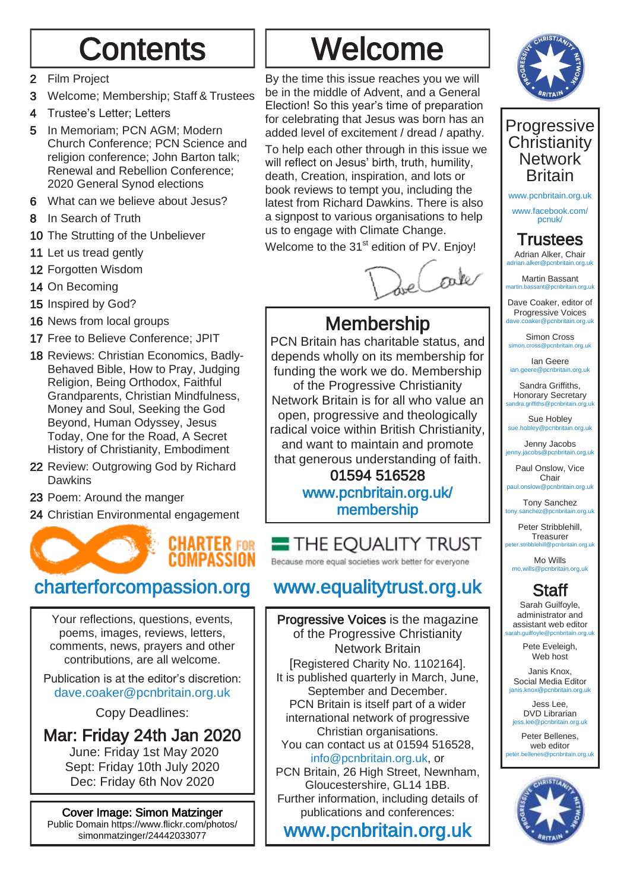# Contents

- 2 Film Project
- 3 Welcome; Membership; Staff & Trustees
- 4 Trustee's Letter; Letters
- 5 In Memoriam; PCN AGM; Modern Church Conference; PCN Science and religion conference; John Barton talk; Renewal and Rebellion Conference; 2020 General Synod elections
- 6 What can we believe about Jesus?
- 8 In Search of Truth
- 10 The Strutting of the Unbeliever
- 11 Let us tread gently
- 12 Forgotten Wisdom
- 14 On Becoming
- 15 Inspired by God?
- 16 News from local groups
- 17 Free to Believe Conference; JPIT
- 18 Reviews: Christian Economics, Badly-Behaved Bible, How to Pray, Judging Religion, Being Orthodox, Faithful Grandparents, Christian Mindfulness, Money and Soul, Seeking the God Beyond, Human Odyssey, Jesus Today, One for the Road, A Secret History of Christianity, Embodiment
- 22 Review: Outgrowing God by Richard Dawkins
- 23 Poem: Around the manger
- 24 Christian Environmental engagement

CHARTER FOR COMPASSION

charterforcompassion.org

Your reflections, questions, events, poems, images, reviews, letters, comments, news, prayers and other contributions, are all welcome.

Publication is at the editor's discretion: dave.coaker@pcnbritain.org.uk

Copy Deadlines:

**Mar: Friday 24th Jan 2020**
June: Friday 1st May 2020
Sept: Friday 10th July 2020
Dec: Friday 6th Nov 2020

**Cover Image: Simon Matzinger**
Public Domain https://www.flickr.com/photos/simonmatzinger/24442033077

# Welcome

By the time this issue reaches you we will be in the middle of Advent, and a General Election! So this year's time of preparation for celebrating that Jesus was born has an added level of excitement / dread / apathy.

To help each other through in this issue we will reflect on Jesus' birth, truth, humility, death, Creation, inspiration, and lots or book reviews to tempt you, including the latest from Richard Dawkins. There is also a signpost to various organisations to help us to engage with Climate Change.

Welcome to the 31st edition of PV. Enjoy!

Dave Coaker

## Membership

PCN Britain has charitable status, and depends wholly on its membership for funding the work we do. Membership of the Progressive Christianity Network Britain is for all who value an open, progressive and theologically radical voice within British Christianity, and want to maintain and promote that generous understanding of faith.

**01594 516528**

**www.pcnbritain.org.uk/membership**

THE EQUALITY TRUST
Because more equal societies work better for everyone

www.equalitytrust.org.uk

**Progressive Voices** is the magazine of the Progressive Christianity Network Britain [Registered Charity No. 1102164]. It is published quarterly in March, June, September and December. PCN Britain is itself part of a wider international network of progressive Christian organisations. You can contact us at 01594 516528, info@pcnbritain.org.uk, or PCN Britain, 26 High Street, Newnham, Gloucestershire, GL14 1BB. Further information, including details of publications and conferences:

**www.pcnbritain.org.uk**

## Progressive Christianity Network Britain

www.pcnbritain.org.uk

www.facebook.com/pcnuk/

## Trustees

Adrian Alker, Chair
adrian.alker@pcnbritain.org.uk

Martin Bassant
martin.bassant@pcnbritain.org.uk

Dave Coaker, editor of Progressive Voices
dave.coaker@pcnbritain.org.uk

Simon Cross
simon.cross@pcnbritain.org.uk

Ian Geere
ian.geere@pcnbritain.org.uk

Sandra Griffiths, Honorary Secretary
sandra.griffiths@pcnbritain.org.uk

Sue Hobley
sue.hobley@pcnbritain.org.uk

Jenny Jacobs
jenny.jacobs@pcnbritain.org.uk

Paul Onslow, Vice Chair
paul.onslow@pcnbritain.org.uk

Tony Sanchez
tony.sanchez@pcnbritain.org.uk

Peter Stribblehill, Treasurer
peter.stribblehill@pcnbritain.org.uk

Mo Wills
mo.wills@pcnbritain.org.uk

## Staff

Sarah Guilfoyle, administrator and assistant web editor
sarah.guilfoyle@pcnbritain.org.uk

Pete Eveleigh, Web host

Janis Knox, Social Media Editor
janis.knox@pcnbritain.org.uk

Jess Lee, DVD Librarian
jess.lee@pcnbritain.org.uk

Peter Bellenes, web editor
peter.bellenes@pcnbritain.org.uk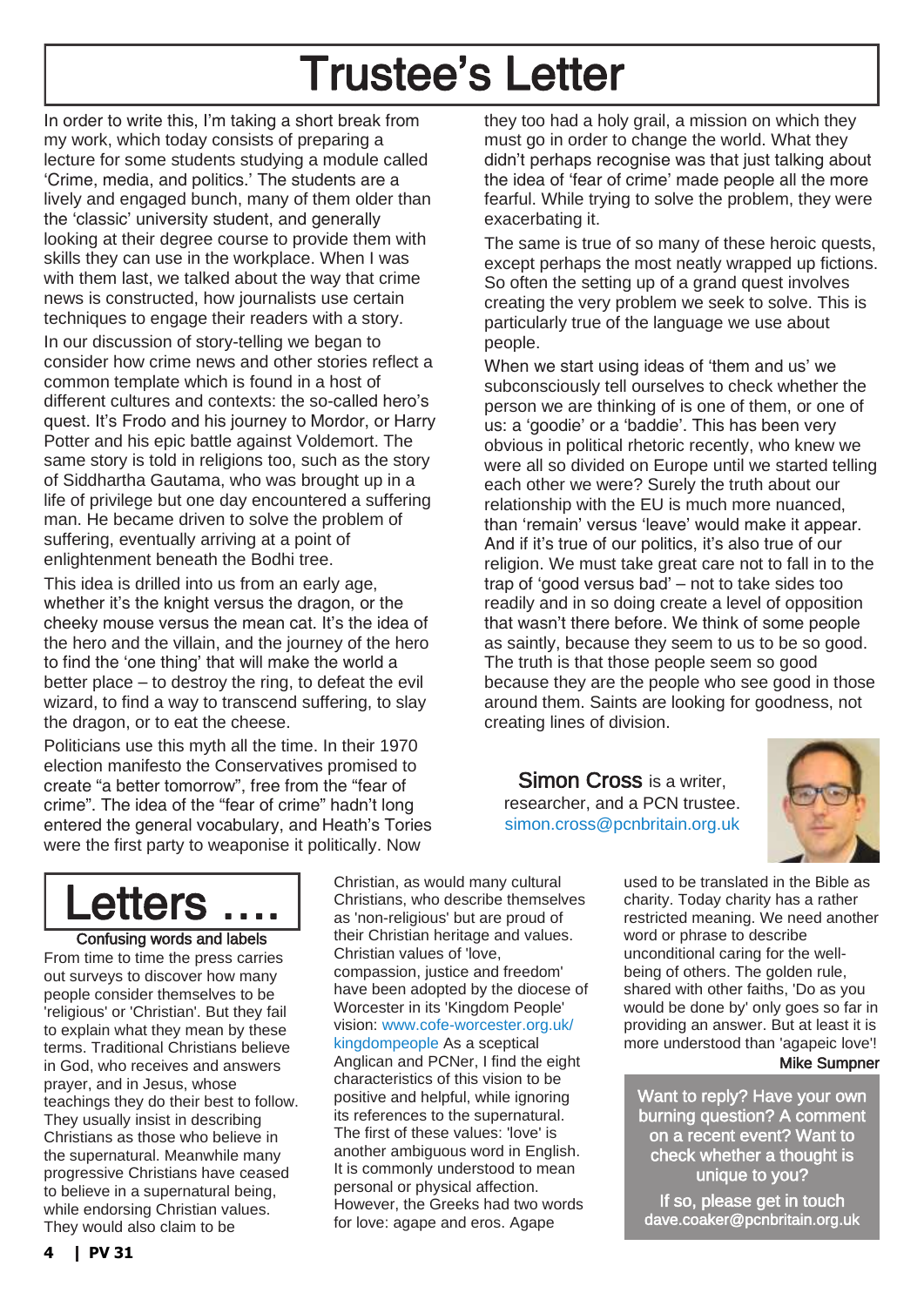# Trustee's Letter

In order to write this, I'm taking a short break from my work, which today consists of preparing a lecture for some students studying a module called 'Crime, media, and politics.' The students are a lively and engaged bunch, many of them older than the 'classic' university student, and generally looking at their degree course to provide them with skills they can use in the workplace. When I was with them last, we talked about the way that crime news is constructed, how journalists use certain techniques to engage their readers with a story.

In our discussion of story-telling we began to consider how crime news and other stories reflect a common template which is found in a host of different cultures and contexts: the so-called hero's quest. It's Frodo and his journey to Mordor, or Harry Potter and his epic battle against Voldemort. The same story is told in religions too, such as the story of Siddhartha Gautama, who was brought up in a life of privilege but one day encountered a suffering man. He became driven to solve the problem of suffering, eventually arriving at a point of enlightenment beneath the Bodhi tree.

This idea is drilled into us from an early age, whether it's the knight versus the dragon, or the cheeky mouse versus the mean cat. It's the idea of the hero and the villain, and the journey of the hero to find the 'one thing' that will make the world a better place – to destroy the ring, to defeat the evil wizard, to find a way to transcend suffering, to slay the dragon, or to eat the cheese.

Politicians use this myth all the time. In their 1970 election manifesto the Conservatives promised to create "a better tomorrow", free from the "fear of crime". The idea of the "fear of crime" hadn't long entered the general vocabulary, and Heath's Tories were the first party to weaponise it politically. Now they too had a holy grail, a mission on which they must go in order to change the world. What they didn't perhaps recognise was that just talking about the idea of 'fear of crime' made people all the more fearful. While trying to solve the problem, they were exacerbating it.

The same is true of so many of these heroic quests, except perhaps the most neatly wrapped up fictions. So often the setting up of a grand quest involves creating the very problem we seek to solve. This is particularly true of the language we use about people.

When we start using ideas of 'them and us' we subconsciously tell ourselves to check whether the person we are thinking of is one of them, or one of us: a 'goodie' or a 'baddie'. This has been very obvious in political rhetoric recently, who knew we were all so divided on Europe until we started telling each other we were? Surely the truth about our relationship with the EU is much more nuanced, than 'remain' versus 'leave' would make it appear. And if it's true of our politics, it's also true of our religion. We must take great care not to fall in to the trap of 'good versus bad' – not to take sides too readily and in so doing create a level of opposition that wasn't there before. We think of some people as saintly, because they seem to us to be so good. The truth is that those people seem so good because they are the people who see good in those around them. Saints are looking for goodness, not creating lines of division.

**Simon Cross** is a writer, researcher, and a PCN trustee. simon.cross@pcnbritain.org.uk

# Letters ....

## Confusing words and labels

From time to time the press carries out surveys to discover how many people consider themselves to be 'religious' or 'Christian'. But they fail to explain what they mean by these terms. Traditional Christians believe in God, who receives and answers prayer, and in Jesus, whose teachings they do their best to follow. They usually insist in describing Christians as those who believe in the supernatural. Meanwhile many progressive Christians have ceased to believe in a supernatural being, while endorsing Christian values. They would also claim to be Christian, as would many cultural Christians, who describe themselves as 'non-religious' but are proud of their Christian heritage and values. Christian values of 'love, compassion, justice and freedom' have been adopted by the diocese of Worcester in its 'Kingdom People' vision: www.cofe-worcester.org.uk/kingdompeople As a sceptical Anglican and PCNer, I find the eight characteristics of this vision to be positive and helpful, while ignoring its references to the supernatural. The first of these values: 'love' is another ambiguous word in English. It is commonly understood to mean personal or physical affection. However, the Greeks had two words for love: agape and eros. Agape used to be translated in the Bible as charity. Today charity has a rather restricted meaning. We need another word or phrase to describe unconditional caring for the well-being of others. The golden rule, shared with other faiths, 'Do as you would be done by' only goes so far in providing an answer. But at least it is more understood than 'agapeic love'!

**Mike Sumpner**

Want to reply? Have your own burning question? A comment on a recent event? Want to check whether a thought is unique to you?

If so, please get in touch dave.coaker@pcnbritain.org.uk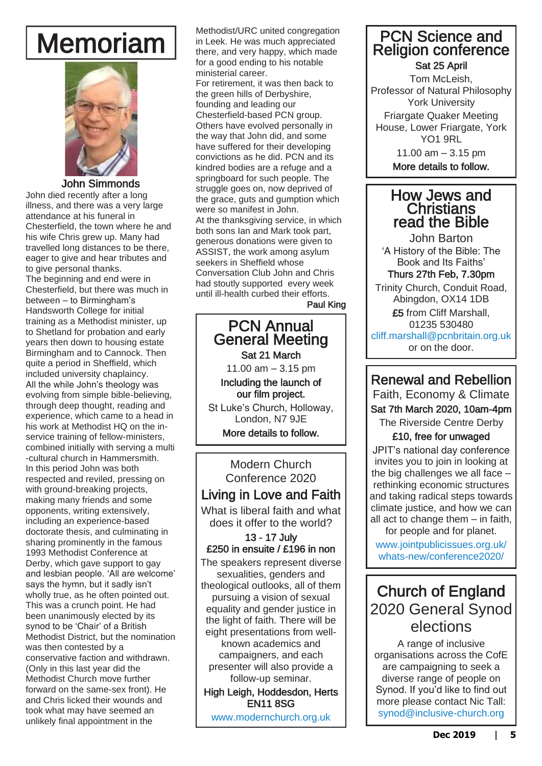# Memoriam

## John Simmonds

John died recently after a long illness, and there was a very large attendance at his funeral in Chesterfield, the town where he and his wife Chris grew up. Many had travelled long distances to be there, eager to give and hear tributes and to give personal thanks.

The beginning and end were in Chesterfield, but there was much in between – to Birmingham's Handsworth College for initial training as a Methodist minister, up to Shetland for probation and early years then down to housing estate Birmingham and to Cannock. Then quite a period in Sheffield, which included university chaplaincy.

All the while John's theology was evolving from simple bible-believing, through deep thought, reading and experience, which came to a head in his work at Methodist HQ on the in-service training of fellow-ministers, combined initially with serving a multi-cultural church in Hammersmith.

In this period John was both respected and reviled, pressing on with ground-breaking projects, making many friends and some opponents, writing extensively, including an experience-based doctorate thesis, and culminating in sharing prominently in the famous 1993 Methodist Conference at Derby, which gave support to gay and lesbian people. 'All are welcome' says the hymn, but it sadly isn't wholly true, as he often pointed out. This was a crunch point. He had been unanimously elected by its synod to be 'Chair' of a British Methodist District, but the nomination was then contested by a conservative faction and withdrawn. (Only in this last year did the Methodist Church move further forward on the same-sex front). He and Chris licked their wounds and took what may have seemed an unlikely final appointment in the Methodist/URC united congregation in Leek. He was much appreciated there, and very happy, which made for a good ending to his notable ministerial career.

For retirement, it was then back to the green hills of Derbyshire, founding and leading our Chesterfield-based PCN group. Others have evolved personally in the way that John did, and some have suffered for their developing convictions as he did. PCN and its kindred bodies are a refuge and a springboard for such people. The struggle goes on, now deprived of the grace, guts and gumption which were so manifest in John.

At the thanksgiving service, in which both sons Ian and Mark took part, generous donations were given to ASSIST, the work among asylum seekers in Sheffield whose Conversation Club John and Chris had stoutly supported every week until ill-health curbed their efforts.

**Paul King**

## PCN Annual General Meeting

**Sat 21 March**

11.00 am – 3.15 pm

**Including the launch of our film project.**

St Luke's Church, Holloway, London, N7 9JE

**More details to follow.**

## Modern Church Conference 2020

## Living in Love and Faith

What is liberal faith and what does it offer to the world?

**13 - 17 July**

**£250 in ensuite / £196 in non**

The speakers represent diverse sexualities, genders and theological outlooks, all of them pursuing a vision of sexual equality and gender justice in the light of faith. There will be eight presentations from well-known academics and campaigners, and each presenter will also provide a follow-up seminar.

**High Leigh, Hoddesdon, Herts EN11 8SG**

www.modernchurch.org.uk

## PCN Science and Religion conference

**Sat 25 April**

Tom McLeish, Professor of Natural Philosophy York University

Friargate Quaker Meeting House, Lower Friargate, York YO1 9RL

11.00 am – 3.15 pm

**More details to follow.**

## How Jews and Christians read the Bible

John Barton

'A History of the Bible: The Book and Its Faiths'

**Thurs 27th Feb, 7.30pm**

Trinity Church, Conduit Road, Abingdon, OX14 1DB

**£5** from Cliff Marshall, 01235 530480

cliff.marshall@pcnbritain.org.uk

or on the door.

## Renewal and Rebellion

Faith, Economy & Climate

**Sat 7th March 2020, 10am-4pm**

The Riverside Centre Derby

**£10, free for unwaged**

JPIT's national day conference invites you to join in looking at the big challenges we all face – rethinking economic structures and taking radical steps towards climate justice, and how we can all act to change them – in faith, for people and for planet.

www.jointpublicissues.org.uk/whats-new/conference2020/

## Church of England 2020 General Synod elections

A range of inclusive organisations across the CofE are campaigning to seek a diverse range of people on Synod. If you'd like to find out more please contact Nic Tall: synod@inclusive-church.org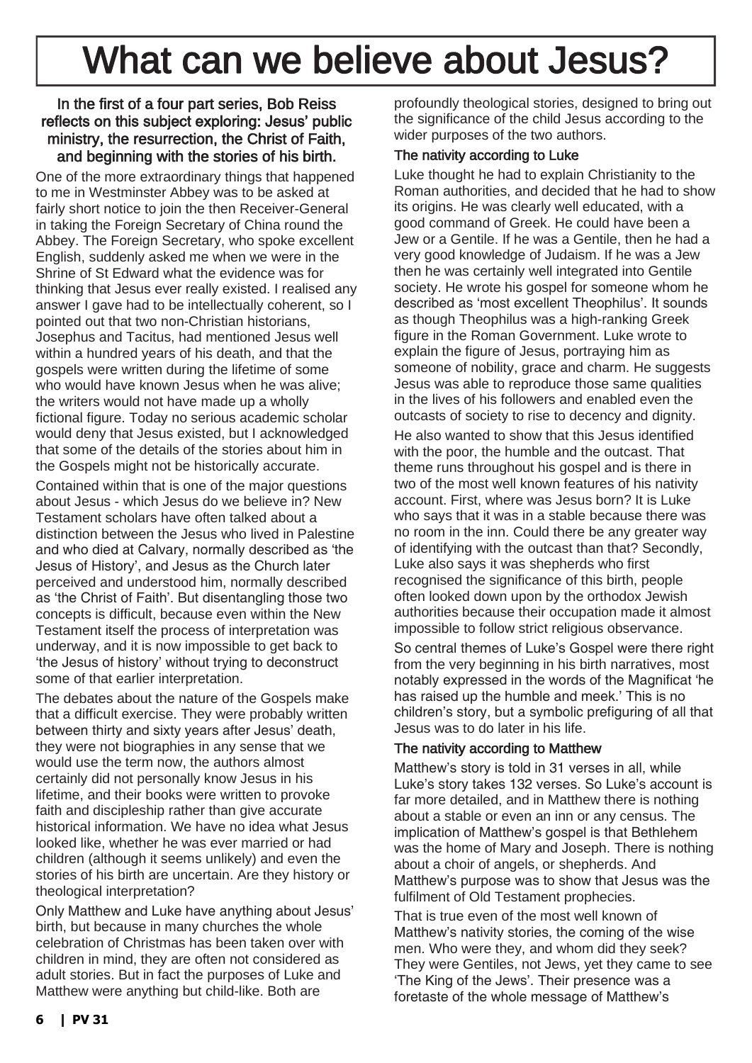# What can we believe about Jesus?

**In the first of a four part series, Bob Reiss reflects on this subject exploring: Jesus' public ministry, the resurrection, the Christ of Faith, and beginning with the stories of his birth.**

One of the more extraordinary things that happened to me in Westminster Abbey was to be asked at fairly short notice to join the then Receiver-General in taking the Foreign Secretary of China round the Abbey. The Foreign Secretary, who spoke excellent English, suddenly asked me when we were in the Shrine of St Edward what the evidence was for thinking that Jesus ever really existed. I realised any answer I gave had to be intellectually coherent, so I pointed out that two non-Christian historians, Josephus and Tacitus, had mentioned Jesus well within a hundred years of his death, and that the gospels were written during the lifetime of some who would have known Jesus when he was alive; the writers would not have made up a wholly fictional figure. Today no serious academic scholar would deny that Jesus existed, but I acknowledged that some of the details of the stories about him in the Gospels might not be historically accurate.

Contained within that is one of the major questions about Jesus - which Jesus do we believe in? New Testament scholars have often talked about a distinction between the Jesus who lived in Palestine and who died at Calvary, normally described as 'the Jesus of History', and Jesus as the Church later perceived and understood him, normally described as 'the Christ of Faith'. But disentangling those two concepts is difficult, because even within the New Testament itself the process of interpretation was underway, and it is now impossible to get back to 'the Jesus of history' without trying to deconstruct some of that earlier interpretation.

The debates about the nature of the Gospels make that a difficult exercise. They were probably written between thirty and sixty years after Jesus' death, they were not biographies in any sense that we would use the term now, the authors almost certainly did not personally know Jesus in his lifetime, and their books were written to provoke faith and discipleship rather than give accurate historical information. We have no idea what Jesus looked like, whether he was ever married or had children (although it seems unlikely) and even the stories of his birth are uncertain. Are they history or theological interpretation?

Only Matthew and Luke have anything about Jesus' birth, but because in many churches the whole celebration of Christmas has been taken over with children in mind, they are often not considered as adult stories. But in fact the purposes of Luke and Matthew were anything but child-like. Both are profoundly theological stories, designed to bring out the significance of the child Jesus according to the wider purposes of the two authors.

### The nativity according to Luke

Luke thought he had to explain Christianity to the Roman authorities, and decided that he had to show its origins. He was clearly well educated, with a good command of Greek. He could have been a Jew or a Gentile. If he was a Gentile, then he had a very good knowledge of Judaism. If he was a Jew then he was certainly well integrated into Gentile society. He wrote his gospel for someone whom he described as 'most excellent Theophilus'. It sounds as though Theophilus was a high-ranking Greek figure in the Roman Government. Luke wrote to explain the figure of Jesus, portraying him as someone of nobility, grace and charm. He suggests Jesus was able to reproduce those same qualities in the lives of his followers and enabled even the outcasts of society to rise to decency and dignity.

He also wanted to show that this Jesus identified with the poor, the humble and the outcast. That theme runs throughout his gospel and is there in two of the most well known features of his nativity account. First, where was Jesus born? It is Luke who says that it was in a stable because there was no room in the inn. Could there be any greater way of identifying with the outcast than that? Secondly, Luke also says it was shepherds who first recognised the significance of this birth, people often looked down upon by the orthodox Jewish authorities because their occupation made it almost impossible to follow strict religious observance.

So central themes of Luke's Gospel were there right from the very beginning in his birth narratives, most notably expressed in the words of the Magnificat 'he has raised up the humble and meek.' This is no children's story, but a symbolic prefiguring of all that Jesus was to do later in his life.

### The nativity according to Matthew

Matthew's story is told in 31 verses in all, while Luke's story takes 132 verses. So Luke's account is far more detailed, and in Matthew there is nothing about a stable or even an inn or any census. The implication of Matthew's gospel is that Bethlehem was the home of Mary and Joseph. There is nothing about a choir of angels, or shepherds. And Matthew's purpose was to show that Jesus was the fulfilment of Old Testament prophecies.

That is true even of the most well known of Matthew's nativity stories, the coming of the wise men. Who were they, and whom did they seek? They were Gentiles, not Jews, yet they came to see 'The King of the Jews'. Their presence was a foretaste of the whole message of Matthew's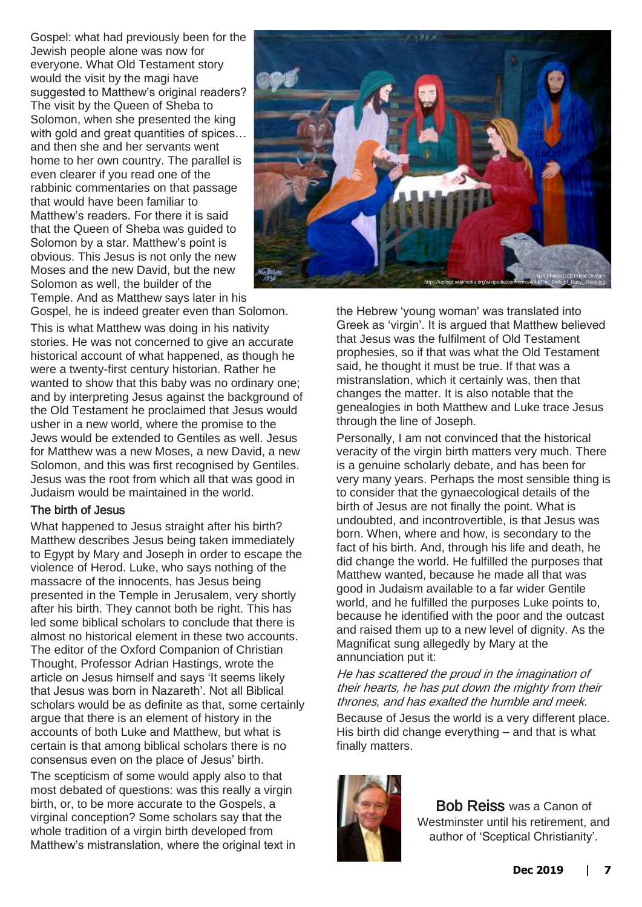Gospel: what had previously been for the Jewish people alone was now for everyone. What Old Testament story would the visit by the magi have suggested to Matthew's original readers? The visit by the Queen of Sheba to Solomon, when she presented the king with gold and great quantities of spices… and then she and her servants went home to her own country. The parallel is even clearer if you read one of the rabbinic commentaries on that passage that would have been familiar to Matthew's readers. For there it is said that the Queen of Sheba was guided to Solomon by a star. Matthew's point is obvious. This Jesus is not only the new Moses and the new David, but the new Solomon as well, the builder of the Temple. And as Matthew says later in his Gospel, he is indeed greater even than Solomon.

This is what Matthew was doing in his nativity stories. He was not concerned to give an accurate historical account of what happened, as though he were a twenty-first century historian. Rather he wanted to show that this baby was no ordinary one; and by interpreting Jesus against the background of the Old Testament he proclaimed that Jesus would usher in a new world, where the promise to the Jews would be extended to Gentiles as well. Jesus for Matthew was a new Moses, a new David, a new Solomon, and this was first recognised by Gentiles. Jesus was the root from which all that was good in Judaism would be maintained in the world.

### The birth of Jesus

What happened to Jesus straight after his birth? Matthew describes Jesus being taken immediately to Egypt by Mary and Joseph in order to escape the violence of Herod. Luke, who says nothing of the massacre of the innocents, has Jesus being presented in the Temple in Jerusalem, very shortly after his birth. They cannot both be right. This has led some biblical scholars to conclude that there is almost no historical element in these two accounts. The editor of the Oxford Companion of Christian Thought, Professor Adrian Hastings, wrote the article on Jesus himself and says 'It seems likely that Jesus was born in Nazareth'. Not all Biblical scholars would be as definite as that, some certainly argue that there is an element of history in the accounts of both Luke and Matthew, but what is certain is that among biblical scholars there is no consensus even on the place of Jesus' birth.

The scepticism of some would apply also to that most debated of questions: was this really a virgin birth, or, to be more accurate to the Gospels, a virginal conception? Some scholars say that the whole tradition of a virgin birth developed from Matthew's mistranslation, where the original text in the Hebrew 'young woman' was translated into Greek as 'virgin'. It is argued that Matthew believed that Jesus was the fulfilment of Old Testament prophesies, so if that was what the Old Testament said, he thought it must be true. If that was a mistranslation, which it certainly was, then that changes the matter. It is also notable that the genealogies in both Matthew and Luke trace Jesus through the line of Joseph.

Nan Phelps CC0 Public Domain
https://upload.wikimedia.org/wikipedia/commons/4/4d/The_Birth_of_Baby_Jesus.jpg

Personally, I am not convinced that the historical veracity of the virgin birth matters very much. There is a genuine scholarly debate, and has been for very many years. Perhaps the most sensible thing is to consider that the gynaecological details of the birth of Jesus are not finally the point. What is undoubted, and incontrovertible, is that Jesus was born. When, where and how, is secondary to the fact of his birth. And, through his life and death, he did change the world. He fulfilled the purposes that Matthew wanted, because he made all that was good in Judaism available to a far wider Gentile world, and he fulfilled the purposes Luke points to, because he identified with the poor and the outcast and raised them up to a new level of dignity. As the Magnificat sung allegedly by Mary at the annunciation put it:

*He has scattered the proud in the imagination of their hearts, he has put down the mighty from their thrones, and has exalted the humble and meek.*

Because of Jesus the world is a very different place. His birth did change everything – and that is what finally matters.

**Bob Reiss** was a Canon of Westminster until his retirement, and author of 'Sceptical Christianity'.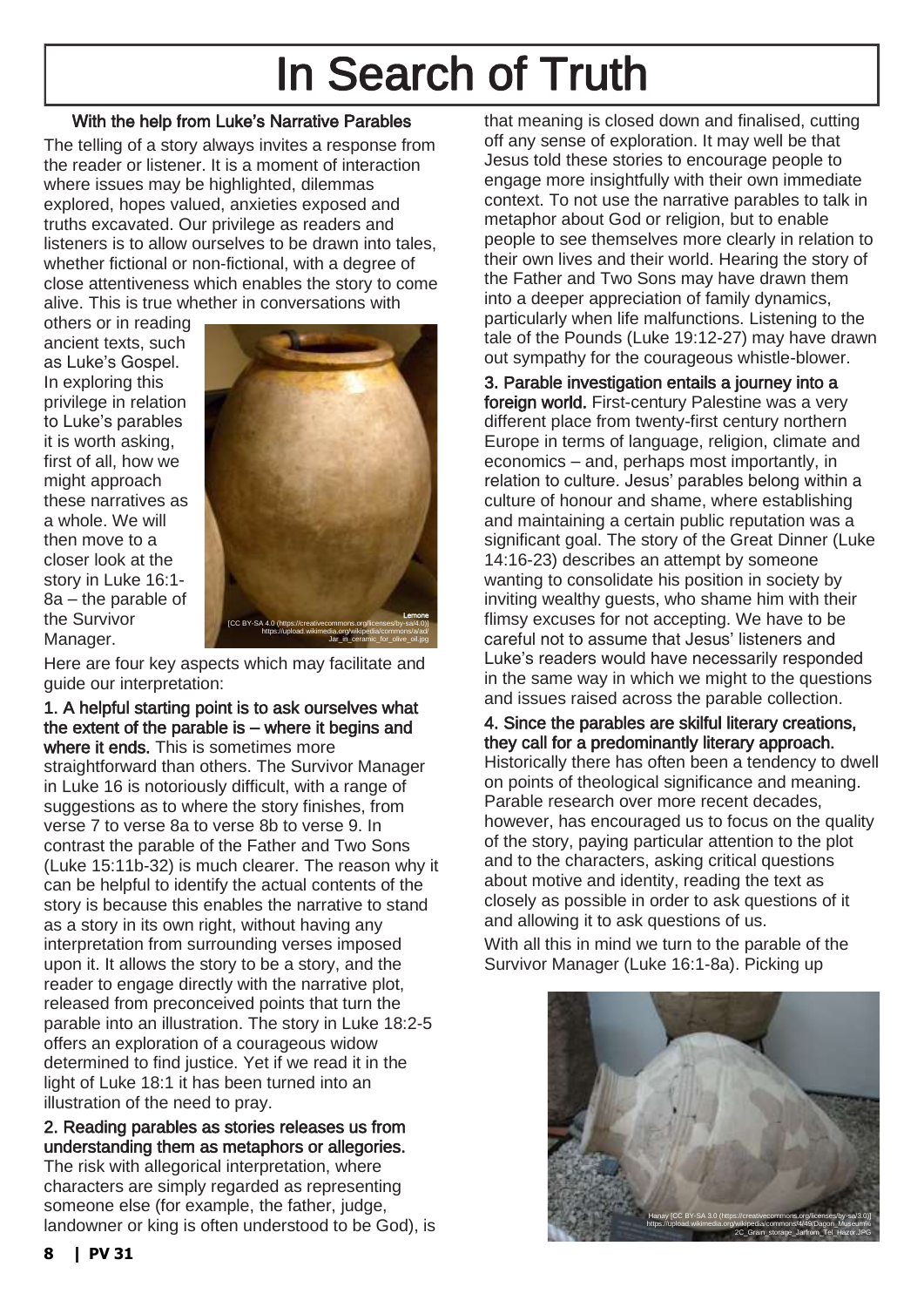# In Search of Truth

### With the help from Luke's Narrative Parables

The telling of a story always invites a response from the reader or listener. It is a moment of interaction where issues may be highlighted, dilemmas explored, hopes valued, anxieties exposed and truths excavated. Our privilege as readers and listeners is to allow ourselves to be drawn into tales, whether fictional or non-fictional, with a degree of close attentiveness which enables the story to come alive. This is true whether in conversations with others or in reading ancient texts, such as Luke's Gospel. In exploring this privilege in relation to Luke's parables it is worth asking, first of all, how we might approach these narratives as a whole. We will then move to a closer look at the story in Luke 16:1-8a – the parable of the Survivor Manager.

Lemone [CC BY-SA 4.0 (https://creativecommons.org/licenses/by-sa/4.0)] https://upload.wikimedia.org/wikipedia/commons/a/ad/Jar_in_ceramic_for_olive_oil.jpg

Here are four key aspects which may facilitate and guide our interpretation:

**1. A helpful starting point is to ask ourselves what the extent of the parable is – where it begins and where it ends.** This is sometimes more straightforward than others. The Survivor Manager in Luke 16 is notoriously difficult, with a range of suggestions as to where the story finishes, from verse 7 to verse 8a to verse 8b to verse 9. In contrast the parable of the Father and Two Sons (Luke 15:11b-32) is much clearer. The reason why it can be helpful to identify the actual contents of the story is because this enables the narrative to stand as a story in its own right, without having any interpretation from surrounding verses imposed upon it. It allows the story to be a story, and the reader to engage directly with the narrative plot, released from preconceived points that turn the parable into an illustration. The story in Luke 18:2-5 offers an exploration of a courageous widow determined to find justice. Yet if we read it in the light of Luke 18:1 it has been turned into an illustration of the need to pray.

**2. Reading parables as stories releases us from understanding them as metaphors or allegories.** The risk with allegorical interpretation, where characters are simply regarded as representing someone else (for example, the father, judge, landowner or king is often understood to be God), is that meaning is closed down and finalised, cutting off any sense of exploration. It may well be that Jesus told these stories to encourage people to engage more insightfully with their own immediate context. To not use the narrative parables to talk in metaphor about God or religion, but to enable people to see themselves more clearly in relation to their own lives and their world. Hearing the story of the Father and Two Sons may have drawn them into a deeper appreciation of family dynamics, particularly when life malfunctions. Listening to the tale of the Pounds (Luke 19:12-27) may have drawn out sympathy for the courageous whistle-blower.

**3. Parable investigation entails a journey into a foreign world.** First-century Palestine was a very different place from twenty-first century northern Europe in terms of language, religion, climate and economics – and, perhaps most importantly, in relation to culture. Jesus' parables belong within a culture of honour and shame, where establishing and maintaining a certain public reputation was a significant goal. The story of the Great Dinner (Luke 14:16-23) describes an attempt by someone wanting to consolidate his position in society by inviting wealthy guests, who shame him with their flimsy excuses for not accepting. We have to be careful not to assume that Jesus' listeners and Luke's readers would have necessarily responded in the same way in which we might to the questions and issues raised across the parable collection.

**4. Since the parables are skilful literary creations, they call for a predominantly literary approach.** Historically there has often been a tendency to dwell on points of theological significance and meaning. Parable research over more recent decades, however, has encouraged us to focus on the quality of the story, paying particular attention to the plot and to the characters, asking critical questions about motive and identity, reading the text as closely as possible in order to ask questions of it and allowing it to ask questions of us.

With all this in mind we turn to the parable of the Survivor Manager (Luke 16:1-8a). Picking up

Hanay [CC BY-SA 3.0 (https://creativecommons.org/licenses/by-sa/3.0)] https://upload.wikimedia.org/wikipedia/commons/4/49/Dagon_Museum%2C_Grain_storage_Jarfrom_Tel_Hazor.JPG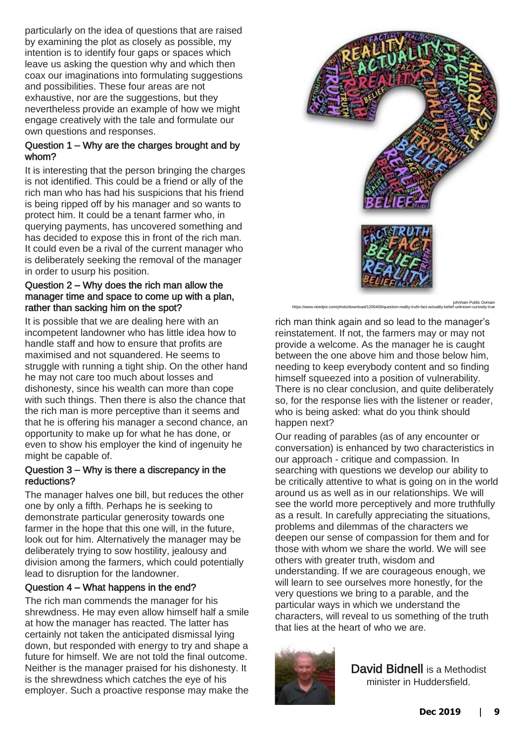particularly on the idea of questions that are raised by examining the plot as closely as possible, my intention is to identify four gaps or spaces which leave us asking the question why and which then coax our imaginations into formulating suggestions and possibilities. These four areas are not exhaustive, nor are the suggestions, but they nevertheless provide an example of how we might engage creatively with the tale and formulate our own questions and responses.

### Question 1 – Why are the charges brought and by whom?

It is interesting that the person bringing the charges is not identified. This could be a friend or ally of the rich man who has had his suspicions that his friend is being ripped off by his manager and so wants to protect him. It could be a tenant farmer who, in querying payments, has uncovered something and has decided to expose this in front of the rich man. It could even be a rival of the current manager who is deliberately seeking the removal of the manager in order to usurp his position.

### Question 2 – Why does the rich man allow the manager time and space to come up with a plan, rather than sacking him on the spot?

It is possible that we are dealing here with an incompetent landowner who has little idea how to handle staff and how to ensure that profits are maximised and not squandered. He seems to struggle with running a tight ship. On the other hand he may not care too much about losses and dishonesty, since his wealth can more than cope with such things. Then there is also the chance that the rich man is more perceptive than it seems and that he is offering his manager a second chance, an opportunity to make up for what he has done, or even to show his employer the kind of ingenuity he might be capable of.

### Question 3 – Why is there a discrepancy in the reductions?

The manager halves one bill, but reduces the other one by only a fifth. Perhaps he is seeking to demonstrate particular generosity towards one farmer in the hope that this one will, in the future, look out for him. Alternatively the manager may be deliberately trying to sow hostility, jealousy and division among the farmers, which could potentially lead to disruption for the landowner.

### Question 4 – What happens in the end?

The rich man commends the manager for his shrewdness. He may even allow himself half a smile at how the manager has reacted. The latter has certainly not taken the anticipated dismissal lying down, but responded with energy to try and shape a future for himself. We are not told the final outcome. Neither is the manager praised for his dishonesty. It is the shrewdness which catches the eye of his employer. Such a proactive response may make the rich man think again and so lead to the manager's reinstatement. If not, the farmers may or may not provide a welcome. As the manager he is caught between the one above him and those below him, needing to keep everybody content and so finding himself squeezed into a position of vulnerability. There is no clear conclusion, and quite deliberately so, for the response lies with the listener or reader, who is being asked: what do you think should happen next?

johnhain Public Domain
https://www.needpix.com/photo/download/1200400/question-reality-truth-fact-actuality-belief-unknown-curiosity-true

Our reading of parables (as of any encounter or conversation) is enhanced by two characteristics in our approach - critique and compassion. In searching with questions we develop our ability to be critically attentive to what is going on in the world around us as well as in our relationships. We will see the world more perceptively and more truthfully as a result. In carefully appreciating the situations, problems and dilemmas of the characters we deepen our sense of compassion for them and for those with whom we share the world. We will see others with greater truth, wisdom and understanding. If we are courageous enough, we will learn to see ourselves more honestly, for the very questions we bring to a parable, and the particular ways in which we understand the characters, will reveal to us something of the truth that lies at the heart of who we are.

**David Bidnell** is a Methodist minister in Huddersfield.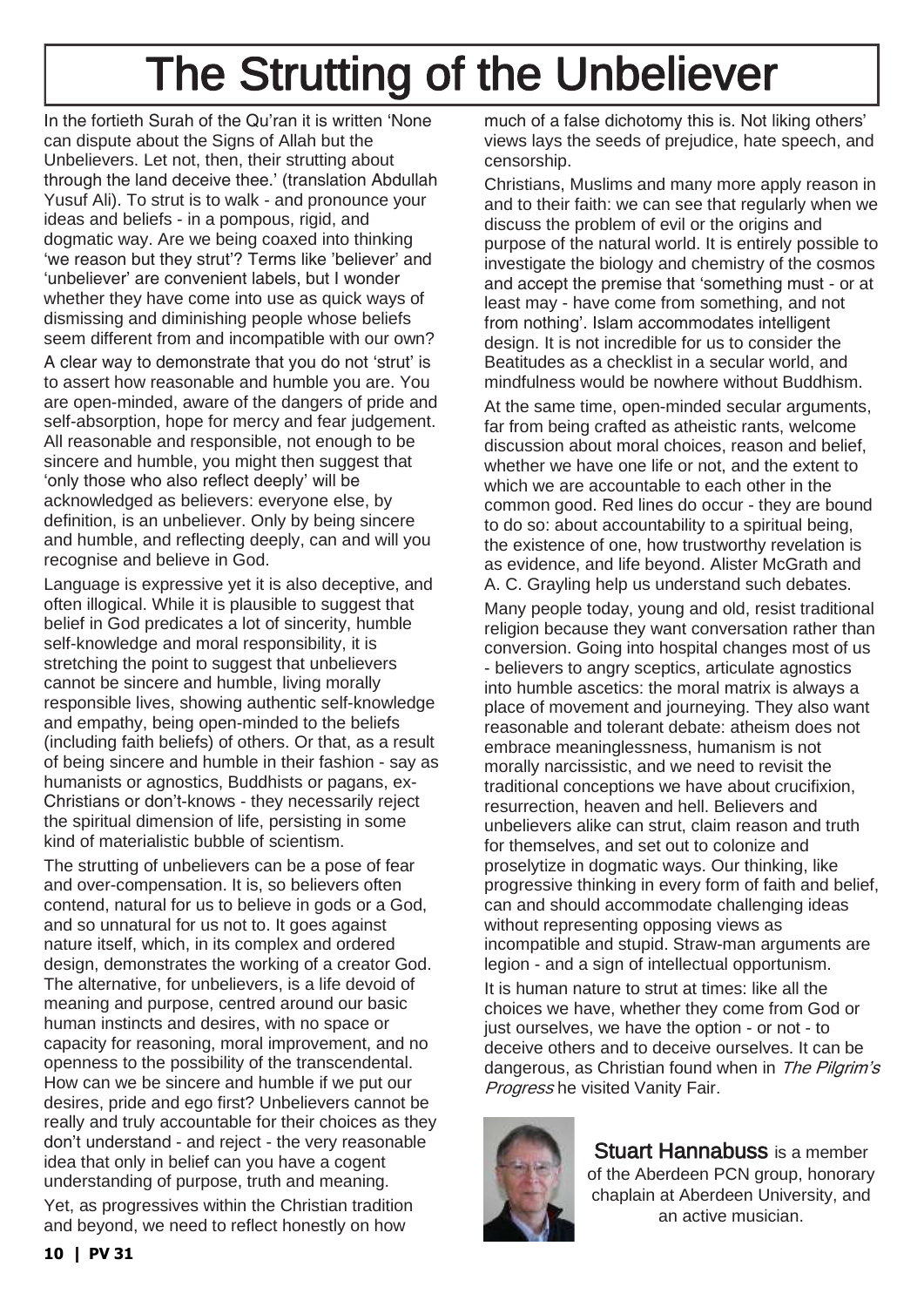# The Strutting of the Unbeliever

In the fortieth Surah of the Qu'ran it is written 'None can dispute about the Signs of Allah but the Unbelievers. Let not, then, their strutting about through the land deceive thee.' (translation Abdullah Yusuf Ali). To strut is to walk - and pronounce your ideas and beliefs - in a pompous, rigid, and dogmatic way. Are we being coaxed into thinking 'we reason but they strut'? Terms like 'believer' and 'unbeliever' are convenient labels, but I wonder whether they have come into use as quick ways of dismissing and diminishing people whose beliefs seem different from and incompatible with our own?

A clear way to demonstrate that you do not 'strut' is to assert how reasonable and humble you are. You are open-minded, aware of the dangers of pride and self-absorption, hope for mercy and fear judgement. All reasonable and responsible, not enough to be sincere and humble, you might then suggest that 'only those who also reflect deeply' will be acknowledged as believers: everyone else, by definition, is an unbeliever. Only by being sincere and humble, and reflecting deeply, can and will you recognise and believe in God.

Language is expressive yet it is also deceptive, and often illogical. While it is plausible to suggest that belief in God predicates a lot of sincerity, humble self-knowledge and moral responsibility, it is stretching the point to suggest that unbelievers cannot be sincere and humble, living morally responsible lives, showing authentic self-knowledge and empathy, being open-minded to the beliefs (including faith beliefs) of others. Or that, as a result of being sincere and humble in their fashion - say as humanists or agnostics, Buddhists or pagans, ex-Christians or don't-knows - they necessarily reject the spiritual dimension of life, persisting in some kind of materialistic bubble of scientism.

The strutting of unbelievers can be a pose of fear and over-compensation. It is, so believers often contend, natural for us to believe in gods or a God, and so unnatural for us not to. It goes against nature itself, which, in its complex and ordered design, demonstrates the working of a creator God. The alternative, for unbelievers, is a life devoid of meaning and purpose, centred around our basic human instincts and desires, with no space or capacity for reasoning, moral improvement, and no openness to the possibility of the transcendental. How can we be sincere and humble if we put our desires, pride and ego first? Unbelievers cannot be really and truly accountable for their choices as they don't understand - and reject - the very reasonable idea that only in belief can you have a cogent understanding of purpose, truth and meaning.

Yet, as progressives within the Christian tradition and beyond, we need to reflect honestly on how much of a false dichotomy this is. Not liking others' views lays the seeds of prejudice, hate speech, and censorship.

Christians, Muslims and many more apply reason in and to their faith: we can see that regularly when we discuss the problem of evil or the origins and purpose of the natural world. It is entirely possible to investigate the biology and chemistry of the cosmos and accept the premise that 'something must - or at least may - have come from something, and not from nothing'. Islam accommodates intelligent design. It is not incredible for us to consider the Beatitudes as a checklist in a secular world, and mindfulness would be nowhere without Buddhism.

At the same time, open-minded secular arguments, far from being crafted as atheistic rants, welcome discussion about moral choices, reason and belief, whether we have one life or not, and the extent to which we are accountable to each other in the common good. Red lines do occur - they are bound to do so: about accountability to a spiritual being, the existence of one, how trustworthy revelation is as evidence, and life beyond. Alister McGrath and A. C. Grayling help us understand such debates.

Many people today, young and old, resist traditional religion because they want conversation rather than conversion. Going into hospital changes most of us - believers to angry sceptics, articulate agnostics into humble ascetics: the moral matrix is always a place of movement and journeying. They also want reasonable and tolerant debate: atheism does not embrace meaninglessness, humanism is not morally narcissistic, and we need to revisit the traditional conceptions we have about crucifixion, resurrection, heaven and hell. Believers and unbelievers alike can strut, claim reason and truth for themselves, and set out to colonize and proselytize in dogmatic ways. Our thinking, like progressive thinking in every form of faith and belief, can and should accommodate challenging ideas without representing opposing views as incompatible and stupid. Straw-man arguments are legion - and a sign of intellectual opportunism.

It is human nature to strut at times: like all the choices we have, whether they come from God or just ourselves, we have the option - or not - to deceive others and to deceive ourselves. It can be dangerous, as Christian found when in *The Pilgrim's Progress* he visited Vanity Fair.

**Stuart Hannabuss** is a member of the Aberdeen PCN group, honorary chaplain at Aberdeen University, and an active musician.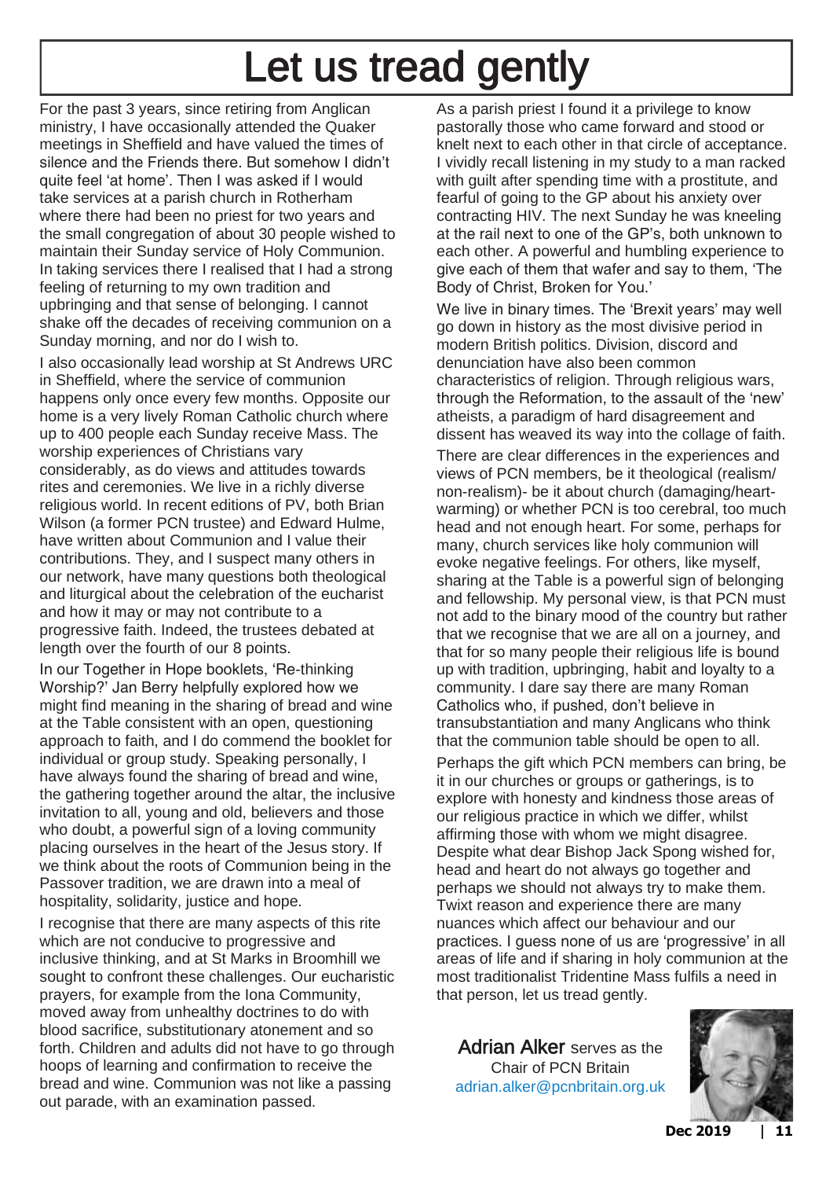# Let us tread gently

For the past 3 years, since retiring from Anglican ministry, I have occasionally attended the Quaker meetings in Sheffield and have valued the times of silence and the Friends there. But somehow I didn't quite feel 'at home'. Then I was asked if I would take services at a parish church in Rotherham where there had been no priest for two years and the small congregation of about 30 people wished to maintain their Sunday service of Holy Communion. In taking services there I realised that I had a strong feeling of returning to my own tradition and upbringing and that sense of belonging. I cannot shake off the decades of receiving communion on a Sunday morning, and nor do I wish to.

I also occasionally lead worship at St Andrews URC in Sheffield, where the service of communion happens only once every few months. Opposite our home is a very lively Roman Catholic church where up to 400 people each Sunday receive Mass. The worship experiences of Christians vary considerably, as do views and attitudes towards rites and ceremonies. We live in a richly diverse religious world. In recent editions of PV, both Brian Wilson (a former PCN trustee) and Edward Hulme, have written about Communion and I value their contributions. They, and I suspect many others in our network, have many questions both theological and liturgical about the celebration of the eucharist and how it may or may not contribute to a progressive faith. Indeed, the trustees debated at length over the fourth of our 8 points.

In our Together in Hope booklets, 'Re-thinking Worship?' Jan Berry helpfully explored how we might find meaning in the sharing of bread and wine at the Table consistent with an open, questioning approach to faith, and I do commend the booklet for individual or group study. Speaking personally, I have always found the sharing of bread and wine, the gathering together around the altar, the inclusive invitation to all, young and old, believers and those who doubt, a powerful sign of a loving community placing ourselves in the heart of the Jesus story. If we think about the roots of Communion being in the Passover tradition, we are drawn into a meal of hospitality, solidarity, justice and hope.

I recognise that there are many aspects of this rite which are not conducive to progressive and inclusive thinking, and at St Marks in Broomhill we sought to confront these challenges. Our eucharistic prayers, for example from the Iona Community, moved away from unhealthy doctrines to do with blood sacrifice, substitutionary atonement and so forth. Children and adults did not have to go through hoops of learning and confirmation to receive the bread and wine. Communion was not like a passing out parade, with an examination passed.

As a parish priest I found it a privilege to know pastorally those who came forward and stood or knelt next to each other in that circle of acceptance. I vividly recall listening in my study to a man racked with guilt after spending time with a prostitute, and fearful of going to the GP about his anxiety over contracting HIV. The next Sunday he was kneeling at the rail next to one of the GP's, both unknown to each other. A powerful and humbling experience to give each of them that wafer and say to them, 'The Body of Christ, Broken for You.'

We live in binary times. The 'Brexit years' may well go down in history as the most divisive period in modern British politics. Division, discord and denunciation have also been common characteristics of religion. Through religious wars, through the Reformation, to the assault of the 'new' atheists, a paradigm of hard disagreement and dissent has weaved its way into the collage of faith.

There are clear differences in the experiences and views of PCN members, be it theological (realism/non-realism)- be it about church (damaging/heart-warming) or whether PCN is too cerebral, too much head and not enough heart. For some, perhaps for many, church services like holy communion will evoke negative feelings. For others, like myself, sharing at the Table is a powerful sign of belonging and fellowship. My personal view, is that PCN must not add to the binary mood of the country but rather that we recognise that we are all on a journey, and that for so many people their religious life is bound up with tradition, upbringing, habit and loyalty to a community. I dare say there are many Roman Catholics who, if pushed, don't believe in transubstantiation and many Anglicans who think that the communion table should be open to all.

Perhaps the gift which PCN members can bring, be it in our churches or groups or gatherings, is to explore with honesty and kindness those areas of our religious practice in which we differ, whilst affirming those with whom we might disagree. Despite what dear Bishop Jack Spong wished for, head and heart do not always go together and perhaps we should not always try to make them. Twixt reason and experience there are many nuances which affect our behaviour and our practices. I guess none of us are 'progressive' in all areas of life and if sharing in holy communion at the most traditionalist Tridentine Mass fulfils a need in that person, let us tread gently.

**Adrian Alker** serves as the Chair of PCN Britain
adrian.alker@pcnbritain.org.uk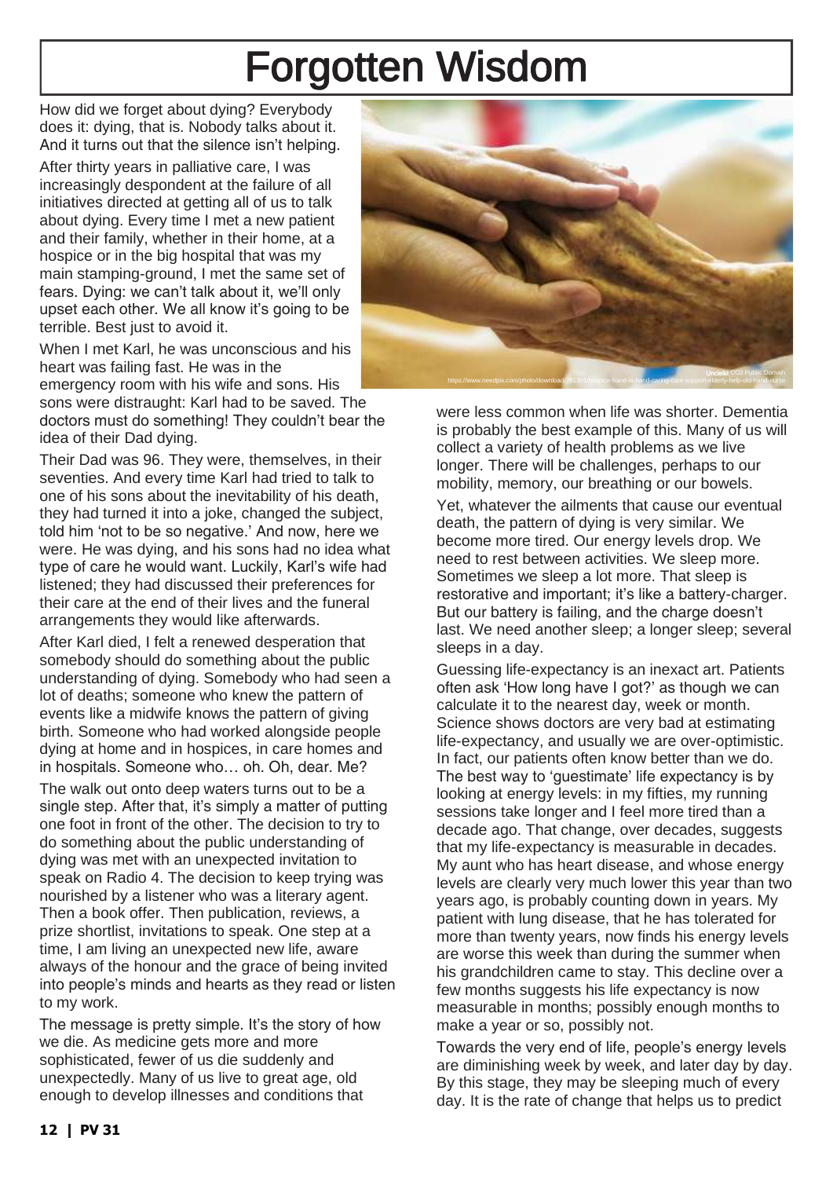# Forgotten Wisdom

How did we forget about dying? Everybody does it: dying, that is. Nobody talks about it. And it turns out that the silence isn't helping.

After thirty years in palliative care, I was increasingly despondent at the failure of all initiatives directed at getting all of us to talk about dying. Every time I met a new patient and their family, whether in their home, at a hospice or in the big hospital that was my main stamping-ground, I met the same set of fears. Dying: we can't talk about it, we'll only upset each other. We all know it's going to be terrible. Best just to avoid it.

When I met Karl, he was unconscious and his heart was failing fast. He was in the emergency room with his wife and sons. His sons were distraught: Karl had to be saved. The doctors must do something! They couldn't bear the idea of their Dad dying.

Their Dad was 96. They were, themselves, in their seventies. And every time Karl had tried to talk to one of his sons about the inevitability of his death, they had turned it into a joke, changed the subject, told him 'not to be so negative.' And now, here we were. He was dying, and his sons had no idea what type of care he would want. Luckily, Karl's wife had listened; they had discussed their preferences for their care at the end of their lives and the funeral arrangements they would like afterwards.

After Karl died, I felt a renewed desperation that somebody should do something about the public understanding of dying. Somebody who had seen a lot of deaths; someone who knew the pattern of events like a midwife knows the pattern of giving birth. Someone who had worked alongside people dying at home and in hospices, in care homes and in hospitals. Someone who… oh. Oh, dear. Me?

The walk out onto deep waters turns out to be a single step. After that, it's simply a matter of putting one foot in front of the other. The decision to try to do something about the public understanding of dying was met with an unexpected invitation to speak on Radio 4. The decision to keep trying was nourished by a listener who was a literary agent. Then a book offer. Then publication, reviews, a prize shortlist, invitations to speak. One step at a time, I am living an unexpected new life, aware always of the honour and the grace of being invited into people's minds and hearts as they read or listen to my work.

The message is pretty simple. It's the story of how we die. As medicine gets more and more sophisticated, fewer of us die suddenly and unexpectedly. Many of us live to great age, old enough to develop illnesses and conditions that were less common when life was shorter. Dementia is probably the best example of this. Many of us will collect a variety of health problems as we live longer. There will be challenges, perhaps to our mobility, memory, our breathing or our bowels.

Yet, whatever the ailments that cause our eventual death, the pattern of dying is very similar. We become more tired. Our energy levels drop. We need to rest between activities. We sleep more. Sometimes we sleep a lot more. That sleep is restorative and important; it's like a battery-charger. But our battery is failing, and the charge doesn't last. We need another sleep; a longer sleep; several sleeps in a day.

Guessing life-expectancy is an inexact art. Patients often ask 'How long have I got?' as though we can calculate it to the nearest day, week or month. Science shows doctors are very bad at estimating life-expectancy, and usually we are over-optimistic. In fact, our patients often know better than we do. The best way to 'guestimate' life expectancy is by looking at energy levels: in my fifties, my running sessions take longer and I feel more tired than a decade ago. That change, over decades, suggests that my life-expectancy is measurable in decades. My aunt who has heart disease, and whose energy levels are clearly very much lower this year than two years ago, is probably counting down in years. My patient with lung disease, that he has tolerated for more than twenty years, now finds his energy levels are worse this week than during the summer when his grandchildren came to stay. This decline over a few months suggests his life expectancy is now measurable in months; possibly enough months to make a year or so, possibly not.

Towards the very end of life, people's energy levels are diminishing week by week, and later day by day. By this stage, they may be sleeping much of every day. It is the rate of change that helps us to predict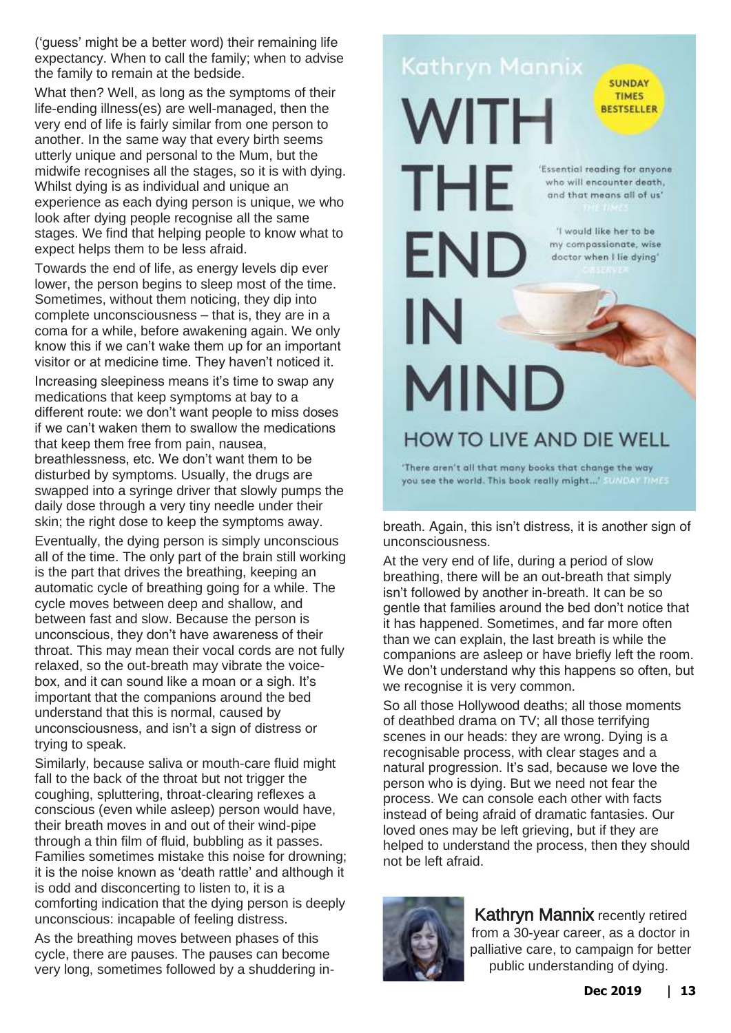('guess' might be a better word) their remaining life expectancy. When to call the family; when to advise the family to remain at the bedside.

What then? Well, as long as the symptoms of their life-ending illness(es) are well-managed, then the very end of life is fairly similar from one person to another. In the same way that every birth seems utterly unique and personal to the Mum, but the midwife recognises all the stages, so it is with dying. Whilst dying is as individual and unique an experience as each dying person is unique, we who look after dying people recognise all the same stages. We find that helping people to know what to expect helps them to be less afraid.

Towards the end of life, as energy levels dip ever lower, the person begins to sleep most of the time. Sometimes, without them noticing, they dip into complete unconsciousness – that is, they are in a coma for a while, before awakening again. We only know this if we can't wake them up for an important visitor or at medicine time. They haven't noticed it.

Increasing sleepiness means it's time to swap any medications that keep symptoms at bay to a different route: we don't want people to miss doses if we can't waken them to swallow the medications that keep them free from pain, nausea, breathlessness, etc. We don't want them to be disturbed by symptoms. Usually, the drugs are swapped into a syringe driver that slowly pumps the daily dose through a very tiny needle under their skin; the right dose to keep the symptoms away.

Eventually, the dying person is simply unconscious all of the time. The only part of the brain still working is the part that drives the breathing, keeping an automatic cycle of breathing going for a while. The cycle moves between deep and shallow, and between fast and slow. Because the person is unconscious, they don't have awareness of their throat. This may mean their vocal cords are not fully relaxed, so the out-breath may vibrate the voice-box, and it can sound like a moan or a sigh. It's important that the companions around the bed understand that this is normal, caused by unconsciousness, and isn't a sign of distress or trying to speak.

Similarly, because saliva or mouth-care fluid might fall to the back of the throat but not trigger the coughing, spluttering, throat-clearing reflexes a conscious (even while asleep) person would have, their breath moves in and out of their wind-pipe through a thin film of fluid, bubbling as it passes. Families sometimes mistake this noise for drowning; it is the noise known as 'death rattle' and although it is odd and disconcerting to listen to, it is a comforting indication that the dying person is deeply unconscious: incapable of feeling distress.

As the breathing moves between phases of this cycle, there are pauses. The pauses can become very long, sometimes followed by a shuddering in-breath. Again, this isn't distress, it is another sign of unconsciousness.

Kathryn Mannix

SUNDAY TIMES BESTSELLER

WITH THE END IN MIND

'Essential reading for anyone who will encounter death, and that means all of us' THE TIMES

'I would like her to be my compassionate, wise doctor when I lie dying' OBSERVER

HOW TO LIVE AND DIE WELL

'There aren't all that many books that change the way you see the world. This book really might...' SUNDAY TIMES

At the very end of life, during a period of slow breathing, there will be an out-breath that simply isn't followed by another in-breath. It can be so gentle that families around the bed don't notice that it has happened. Sometimes, and far more often than we can explain, the last breath is while the companions are asleep or have briefly left the room. We don't understand why this happens so often, but we recognise it is very common.

So all those Hollywood deaths; all those moments of deathbed drama on TV; all those terrifying scenes in our heads: they are wrong. Dying is a recognisable process, with clear stages and a natural progression. It's sad, because we love the person who is dying. But we need not fear the process. We can console each other with facts instead of being afraid of dramatic fantasies. Our loved ones may be left grieving, but if they are helped to understand the process, then they should not be left afraid.

**Kathryn Mannix** recently retired from a 30-year career, as a doctor in palliative care, to campaign for better public understanding of dying.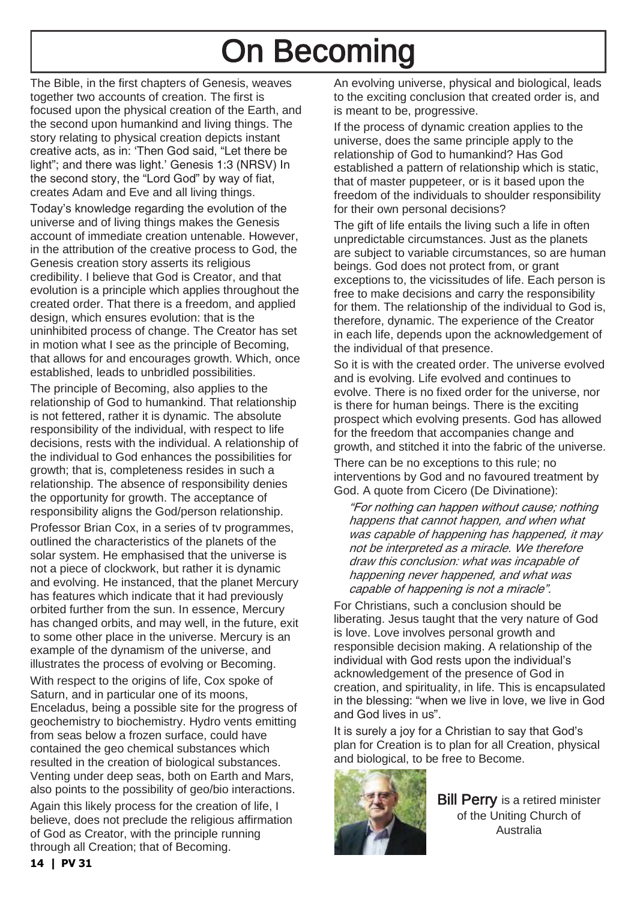# On Becoming

The Bible, in the first chapters of Genesis, weaves together two accounts of creation. The first is focused upon the physical creation of the Earth, and the second upon humankind and living things. The story relating to physical creation depicts instant creative acts, as in: 'Then God said, "Let there be light"; and there was light.' Genesis 1:3 (NRSV) In the second story, the "Lord God" by way of fiat, creates Adam and Eve and all living things.

Today's knowledge regarding the evolution of the universe and of living things makes the Genesis account of immediate creation untenable. However, in the attribution of the creative process to God, the Genesis creation story asserts its religious credibility. I believe that God is Creator, and that evolution is a principle which applies throughout the created order. That there is a freedom, and applied design, which ensures evolution: that is the uninhibited process of change. The Creator has set in motion what I see as the principle of Becoming, that allows for and encourages growth. Which, once established, leads to unbridled possibilities.

The principle of Becoming, also applies to the relationship of God to humankind. That relationship is not fettered, rather it is dynamic. The absolute responsibility of the individual, with respect to life decisions, rests with the individual. A relationship of the individual to God enhances the possibilities for growth; that is, completeness resides in such a relationship. The absence of responsibility denies the opportunity for growth. The acceptance of responsibility aligns the God/person relationship.

Professor Brian Cox, in a series of tv programmes, outlined the characteristics of the planets of the solar system. He emphasised that the universe is not a piece of clockwork, but rather it is dynamic and evolving. He instanced, that the planet Mercury has features which indicate that it had previously orbited further from the sun. In essence, Mercury has changed orbits, and may well, in the future, exit to some other place in the universe. Mercury is an example of the dynamism of the universe, and illustrates the process of evolving or Becoming.

With respect to the origins of life, Cox spoke of Saturn, and in particular one of its moons, Enceladus, being a possible site for the progress of geochemistry to biochemistry. Hydro vents emitting from seas below a frozen surface, could have contained the geo chemical substances which resulted in the creation of biological substances. Venting under deep seas, both on Earth and Mars, also points to the possibility of geo/bio interactions.

Again this likely process for the creation of life, I believe, does not preclude the religious affirmation of God as Creator, with the principle running through all Creation; that of Becoming.

An evolving universe, physical and biological, leads to the exciting conclusion that created order is, and is meant to be, progressive.

If the process of dynamic creation applies to the universe, does the same principle apply to the relationship of God to humankind? Has God established a pattern of relationship which is static, that of master puppeteer, or is it based upon the freedom of the individuals to shoulder responsibility for their own personal decisions?

The gift of life entails the living such a life in often unpredictable circumstances. Just as the planets are subject to variable circumstances, so are human beings. God does not protect from, or grant exceptions to, the vicissitudes of life. Each person is free to make decisions and carry the responsibility for them. The relationship of the individual to God is, therefore, dynamic. The experience of the Creator in each life, depends upon the acknowledgement of the individual of that presence.

So it is with the created order. The universe evolved and is evolving. Life evolved and continues to evolve. There is no fixed order for the universe, nor is there for human beings. There is the exciting prospect which evolving presents. God has allowed for the freedom that accompanies change and growth, and stitched it into the fabric of the universe.

There can be no exceptions to this rule; no interventions by God and no favoured treatment by God. A quote from Cicero (De Divinatione):

> *"For nothing can happen without cause; nothing happens that cannot happen, and when what was capable of happening has happened, it may not be interpreted as a miracle. We therefore draw this conclusion: what was incapable of happening never happened, and what was capable of happening is not a miracle".*

For Christians, such a conclusion should be liberating. Jesus taught that the very nature of God is love. Love involves personal growth and responsible decision making. A relationship of the individual with God rests upon the individual's acknowledgement of the presence of God in creation, and spirituality, in life. This is encapsulated in the blessing: "when we live in love, we live in God and God lives in us".

It is surely a joy for a Christian to say that God's plan for Creation is to plan for all Creation, physical and biological, to be free to Become.

**Bill Perry** is a retired minister of the Uniting Church of Australia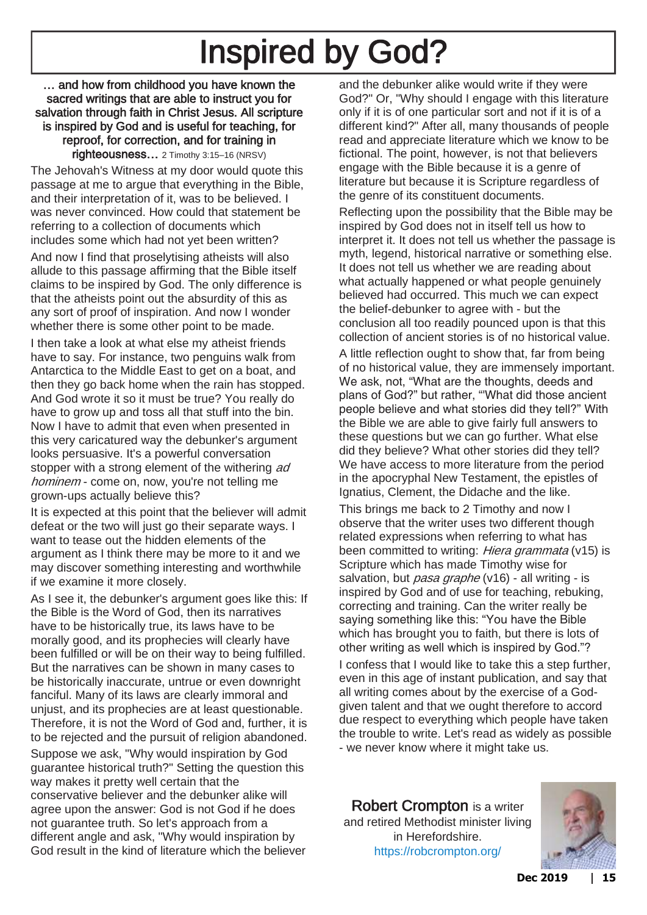# Inspired by God?

**… and how from childhood you have known the sacred writings that are able to instruct you for salvation through faith in Christ Jesus. All scripture is inspired by God and is useful for teaching, for reproof, for correction, and for training in righteousness…** 2 Timothy 3:15–16 (NRSV)

The Jehovah's Witness at my door would quote this passage at me to argue that everything in the Bible, and their interpretation of it, was to be believed. I was never convinced. How could that statement be referring to a collection of documents which includes some which had not yet been written?

And now I find that proselytising atheists will also allude to this passage affirming that the Bible itself claims to be inspired by God. The only difference is that the atheists point out the absurdity of this as any sort of proof of inspiration. And now I wonder whether there is some other point to be made.

I then take a look at what else my atheist friends have to say. For instance, two penguins walk from Antarctica to the Middle East to get on a boat, and then they go back home when the rain has stopped. And God wrote it so it must be true? You really do have to grow up and toss all that stuff into the bin. Now I have to admit that even when presented in this very caricatured way the debunker's argument looks persuasive. It's a powerful conversation stopper with a strong element of the withering *ad hominem* - come on, now, you're not telling me grown-ups actually believe this?

It is expected at this point that the believer will admit defeat or the two will just go their separate ways. I want to tease out the hidden elements of the argument as I think there may be more to it and we may discover something interesting and worthwhile if we examine it more closely.

As I see it, the debunker's argument goes like this: If the Bible is the Word of God, then its narratives have to be historically true, its laws have to be morally good, and its prophecies will clearly have been fulfilled or will be on their way to being fulfilled. But the narratives can be shown in many cases to be historically inaccurate, untrue or even downright fanciful. Many of its laws are clearly immoral and unjust, and its prophecies are at least questionable. Therefore, it is not the Word of God and, further, it is to be rejected and the pursuit of religion abandoned.

Suppose we ask, "Why would inspiration by God guarantee historical truth?" Setting the question this way makes it pretty well certain that the conservative believer and the debunker alike will agree upon the answer: God is not God if he does not guarantee truth. So let's approach from a different angle and ask, "Why would inspiration by God result in the kind of literature which the believer and the debunker alike would write if they were God?" Or, "Why should I engage with this literature only if it is of one particular sort and not if it is of a different kind?" After all, many thousands of people read and appreciate literature which we know to be fictional. The point, however, is not that believers engage with the Bible because it is a genre of literature but because it is Scripture regardless of the genre of its constituent documents.

Reflecting upon the possibility that the Bible may be inspired by God does not in itself tell us how to interpret it. It does not tell us whether the passage is myth, legend, historical narrative or something else. It does not tell us whether we are reading about what actually happened or what people genuinely believed had occurred. This much we can expect the belief-debunker to agree with - but the conclusion all too readily pounced upon is that this collection of ancient stories is of no historical value.

A little reflection ought to show that, far from being of no historical value, they are immensely important. We ask, not, "What are the thoughts, deeds and plans of God?" but rather, "'What did those ancient people believe and what stories did they tell?" With the Bible we are able to give fairly full answers to these questions but we can go further. What else did they believe? What other stories did they tell? We have access to more literature from the period in the apocryphal New Testament, the epistles of Ignatius, Clement, the Didache and the like.

This brings me back to 2 Timothy and now I observe that the writer uses two different though related expressions when referring to what has been committed to writing: *Hiera grammata* (v15) is Scripture which has made Timothy wise for salvation, but *pasa graphe* (v16) - all writing - is inspired by God and of use for teaching, rebuking, correcting and training. Can the writer really be saying something like this: "You have the Bible which has brought you to faith, but there is lots of other writing as well which is inspired by God."?

I confess that I would like to take this a step further, even in this age of instant publication, and say that all writing comes about by the exercise of a God-given talent and that we ought therefore to accord due respect to everything which people have taken the trouble to write. Let's read as widely as possible - we never know where it might take us.

**Robert Crompton** is a writer and retired Methodist minister living in Herefordshire.
https://robcrompton.org/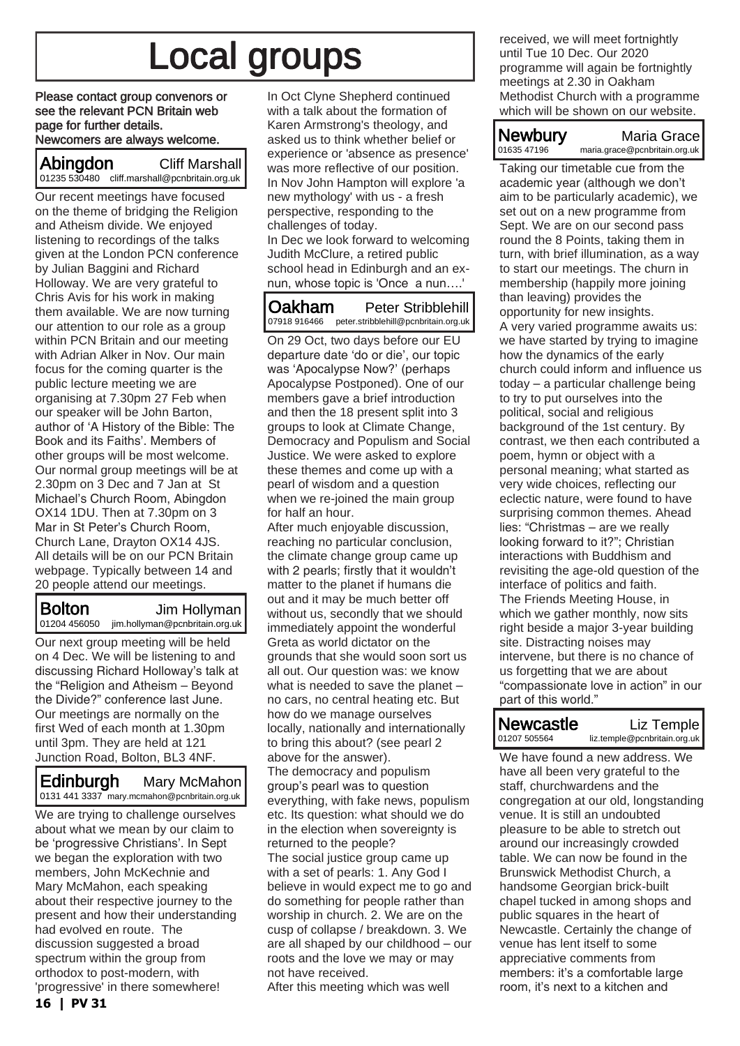# Local groups

**Please contact group convenors or see the relevant PCN Britain web page for further details. Newcomers are always welcome.**

## Abingdon — Cliff Marshall

01235 530480 cliff.marshall@pcnbritain.org.uk

Our recent meetings have focused on the theme of bridging the Religion and Atheism divide. We enjoyed listening to recordings of the talks given at the London PCN conference by Julian Baggini and Richard Holloway. We are very grateful to Chris Avis for his work in making them available. We are now turning our attention to our role as a group within PCN Britain and our meeting with Adrian Alker in Nov. Our main focus for the coming quarter is the public lecture meeting we are organising at 7.30pm 27 Feb when our speaker will be John Barton, author of 'A History of the Bible: The Book and its Faiths'. Members of other groups will be most welcome. Our normal group meetings will be at 2.30pm on 3 Dec and 7 Jan at St Michael's Church Room, Abingdon OX14 1DU. Then at 7.30pm on 3 Mar in St Peter's Church Room, Church Lane, Drayton OX14 4JS. All details will be on our PCN Britain webpage. Typically between 14 and 20 people attend our meetings.

## Bolton — Jim Hollyman

01204 456050 jim.hollyman@pcnbritain.org.uk

Our next group meeting will be held on 4 Dec. We will be listening to and discussing Richard Holloway's talk at the "Religion and Atheism – Beyond the Divide?" conference last June. Our meetings are normally on the first Wed of each month at 1.30pm until 3pm. They are held at 121 Junction Road, Bolton, BL3 4NF.

## Edinburgh — Mary McMahon

0131 441 3337 mary.mcmahon@pcnbritain.org.uk

We are trying to challenge ourselves about what we mean by our claim to be 'progressive Christians'. In Sept we began the exploration with two members, John McKechnie and Mary McMahon, each speaking about their respective journey to the present and how their understanding had evolved en route. The discussion suggested a broad spectrum within the group from orthodox to post-modern, with 'progressive' in there somewhere!

In Oct Clyne Shepherd continued with a talk about the formation of Karen Armstrong's theology, and asked us to think whether belief or experience or 'absence as presence' was more reflective of our position. In Nov John Hampton will explore 'a new mythology' with us - a fresh perspective, responding to the challenges of today.

In Dec we look forward to welcoming Judith McClure, a retired public school head in Edinburgh and an ex-nun, whose topic is 'Once a nun….'

## Oakham — Peter Stribblehill

07918 916466 peter.stribblehill@pcnbritain.org.uk

On 29 Oct, two days before our EU departure date 'do or die', our topic was 'Apocalypse Now?' (perhaps Apocalypse Postponed). One of our members gave a brief introduction and then the 18 present split into 3 groups to look at Climate Change, Democracy and Populism and Social Justice. We were asked to explore these themes and come up with a pearl of wisdom and a question when we re-joined the main group for half an hour.

After much enjoyable discussion, reaching no particular conclusion, the climate change group came up with 2 pearls; firstly that it wouldn't matter to the planet if humans die out and it may be much better off without us, secondly that we should immediately appoint the wonderful Greta as world dictator on the grounds that she would soon sort us all out. Our question was: we know what is needed to save the planet – no cars, no central heating etc. But how do we manage ourselves locally, nationally and internationally to bring this about? (see pearl 2 above for the answer).

The democracy and populism group's pearl was to question everything, with fake news, populism etc. Its question: what should we do in the election when sovereignty is returned to the people?

The social justice group came up with a set of pearls: 1. Any God I believe in would expect me to go and do something for people rather than worship in church. 2. We are on the cusp of collapse / breakdown. 3. We are all shaped by our childhood – our roots and the love we may or may not have received.

After this meeting which was well received, we will meet fortnightly until Tue 10 Dec. Our 2020 programme will again be fortnightly meetings at 2.30 in Oakham Methodist Church with a programme which will be shown on our website.

## Newbury — Maria Grace

01635 47196 maria.grace@pcnbritain.org.uk

Taking our timetable cue from the academic year (although we don't aim to be particularly academic), we set out on a new programme from Sept. We are on our second pass round the 8 Points, taking them in turn, with brief illumination, as a way to start our meetings. The churn in membership (happily more joining than leaving) provides the opportunity for new insights.

A very varied programme awaits us: we have started by trying to imagine how the dynamics of the early church could inform and influence us today – a particular challenge being to try to put ourselves into the political, social and religious background of the 1st century. By contrast, we then each contributed a poem, hymn or object with a personal meaning; what started as very wide choices, reflecting our eclectic nature, were found to have surprising common themes. Ahead lies: "Christmas – are we really looking forward to it?"; Christian interactions with Buddhism and revisiting the age-old question of the interface of politics and faith.

The Friends Meeting House, in which we gather monthly, now sits right beside a major 3-year building site. Distracting noises may intervene, but there is no chance of us forgetting that we are about "compassionate love in action" in our part of this world."

## Newcastle — Liz Temple

01207 505564 liz.temple@pcnbritain.org.uk

We have found a new address. We have all been very grateful to the staff, churchwardens and the congregation at our old, longstanding venue. It is still an undoubted pleasure to be able to stretch out around our increasingly crowded table. We can now be found in the Brunswick Methodist Church, a handsome Georgian brick-built chapel tucked in among shops and public squares in the heart of Newcastle. Certainly the change of venue has lent itself to some appreciative comments from members: it's a comfortable large room, it's next to a kitchen and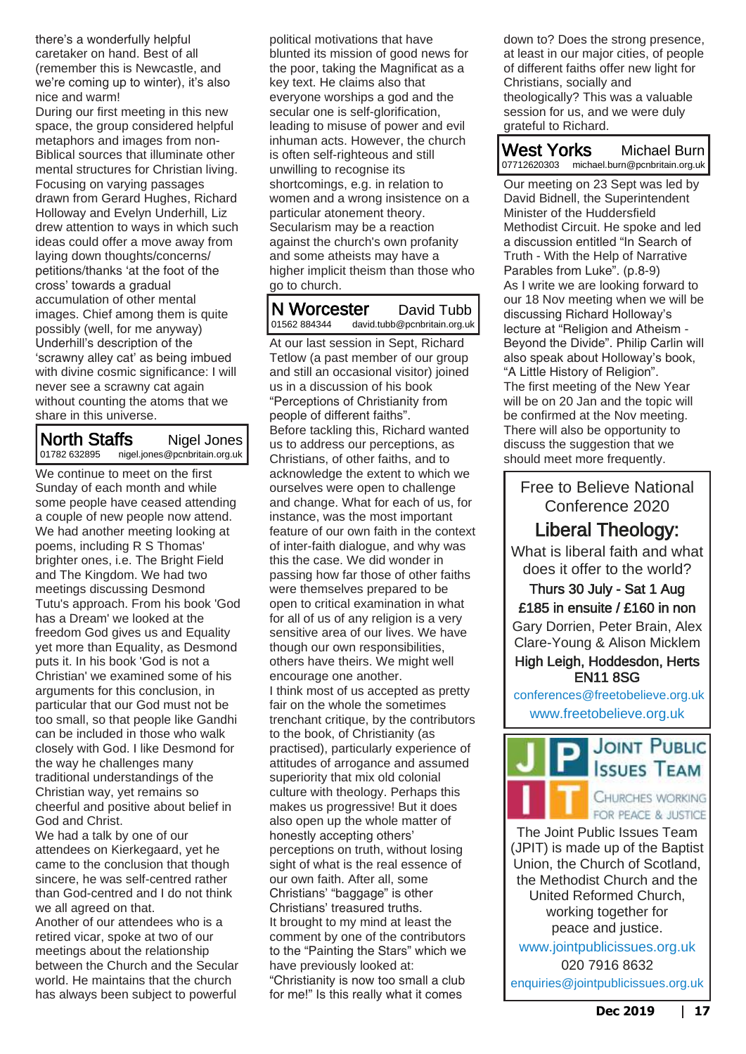there's a wonderfully helpful caretaker on hand. Best of all (remember this is Newcastle, and we're coming up to winter), it's also nice and warm!

During our first meeting in this new space, the group considered helpful metaphors and images from non-Biblical sources that illuminate other mental structures for Christian living. Focusing on varying passages drawn from Gerard Hughes, Richard Holloway and Evelyn Underhill, Liz drew attention to ways in which such ideas could offer a move away from laying down thoughts/concerns/petitions/thanks 'at the foot of the cross' towards a gradual accumulation of other mental images. Chief among them is quite possibly (well, for me anyway) Underhill's description of the 'scrawny alley cat' as being imbued with divine cosmic significance: I will never see a scrawny cat again without counting the atoms that we share in this universe.

## North Staffs — Nigel Jones

01782 632895 nigel.jones@pcnbritain.org.uk

We continue to meet on the first Sunday of each month and while some people have ceased attending a couple of new people now attend. We had another meeting looking at poems, including R S Thomas' brighter ones, i.e. The Bright Field and The Kingdom. We had two meetings discussing Desmond Tutu's approach. From his book 'God has a Dream' we looked at the freedom God gives us and Equality yet more than Equality, as Desmond puts it. In his book 'God is not a Christian' we examined some of his arguments for this conclusion, in particular that our God must not be too small, so that people like Gandhi can be included in those who walk closely with God. I like Desmond for the way he challenges many traditional understandings of the Christian way, yet remains so cheerful and positive about belief in God and Christ.

We had a talk by one of our attendees on Kierkegaard, yet he came to the conclusion that though sincere, he was self-centred rather than God-centred and I do not think we all agreed on that.

Another of our attendees who is a retired vicar, spoke at two of our meetings about the relationship between the Church and the Secular world. He maintains that the church has always been subject to powerful political motivations that have blunted its mission of good news for the poor, taking the Magnificat as a key text. He claims also that everyone worships a god and the secular one is self-glorification, leading to misuse of power and evil inhuman acts. However, the church is often self-righteous and still unwilling to recognise its shortcomings, e.g. in relation to women and a wrong insistence on a particular atonement theory. Secularism may be a reaction against the church's own profanity and some atheists may have a higher implicit theism than those who go to church.

## N Worcester — David Tubb

01562 884344 david.tubb@pcnbritain.org.uk

At our last session in Sept, Richard Tetlow (a past member of our group and still an occasional visitor) joined us in a discussion of his book "Perceptions of Christianity from people of different faiths".

Before tackling this, Richard wanted us to address our perceptions, as Christians, of other faiths, and to acknowledge the extent to which we ourselves were open to challenge and change. What for each of us, for instance, was the most important feature of our own faith in the context of inter-faith dialogue, and why was this the case. We did wonder in passing how far those of other faiths were themselves prepared to be open to critical examination in what for all of us of any religion is a very sensitive area of our lives. We have though our own responsibilities, others have theirs. We might well encourage one another.

I think most of us accepted as pretty fair on the whole the sometimes trenchant critique, by the contributors to the book, of Christianity (as practised), particularly experience of attitudes of arrogance and assumed superiority that mix old colonial culture with theology. Perhaps this makes us progressive! But it does also open up the whole matter of honestly accepting others' perceptions on truth, without losing sight of what is the real essence of our own faith. After all, some Christians' "baggage" is other Christians' treasured truths.

It brought to my mind at least the comment by one of the contributors to the "Painting the Stars" which we have previously looked at: "Christianity is now too small a club for me!" Is this really what it comes down to? Does the strong presence, at least in our major cities, of people of different faiths offer new light for Christians, socially and theologically? This was a valuable session for us, and we were duly grateful to Richard.

## West Yorks — Michael Burn

07712620303 michael.burn@pcnbritain.org.uk

Our meeting on 23 Sept was led by David Bidnell, the Superintendent Minister of the Huddersfield Methodist Circuit. He spoke and led a discussion entitled "In Search of Truth - With the Help of Narrative Parables from Luke". (p.8-9)

As I write we are looking forward to our 18 Nov meeting when we will be discussing Richard Holloway's lecture at "Religion and Atheism - Beyond the Divide". Philip Carlin will also speak about Holloway's book, "A Little History of Religion".

The first meeting of the New Year will be on 20 Jan and the topic will be confirmed at the Nov meeting. There will also be opportunity to discuss the suggestion that we should meet more frequently.

---

Free to Believe National Conference 2020

**Liberal Theology:**

What is liberal faith and what does it offer to the world?

**Thurs 30 July - Sat 1 Aug**

**£185 in ensuite / £160 in non**

Gary Dorrien, Peter Brain, Alex Clare-Young & Alison Micklem

**High Leigh, Hoddesdon, Herts EN11 8SG**

conferences@freetobelieve.org.uk

www.freetobelieve.org.uk

---

JOINT PUBLIC ISSUES TEAM

CHURCHES WORKING FOR PEACE & JUSTICE

The Joint Public Issues Team (JPIT) is made up of the Baptist Union, the Church of Scotland, the Methodist Church and the United Reformed Church, working together for peace and justice.

www.jointpublicissues.org.uk

020 7916 8632

enquiries@jointpublicissues.org.uk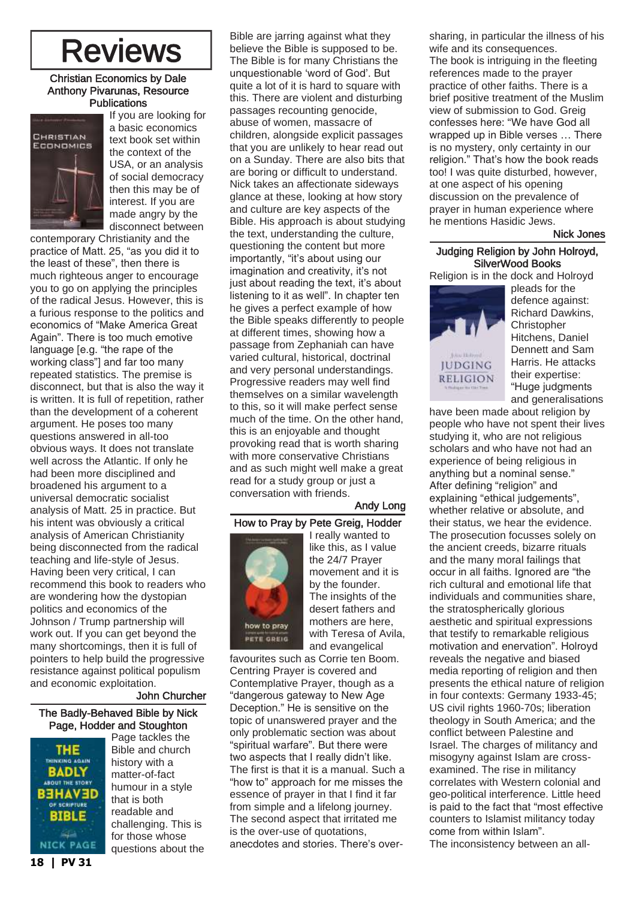# Reviews

### Christian Economics by Dale Anthony Pivarunas, Resource Publications

If you are looking for a basic economics text book set within the context of the USA, or an analysis of social democracy then this may be of interest. If you are made angry by the disconnect between contemporary Christianity and the practice of Matt. 25, "as you did it to the least of these", then there is much righteous anger to encourage you to go on applying the principles of the radical Jesus. However, this is a furious response to the politics and economics of "Make America Great Again". There is too much emotive language [e.g. "the rape of the working class"] and far too many repeated statistics. The premise is disconnect, but that is also the way it is written. It is full of repetition, rather than the development of a coherent argument. He poses too many questions answered in all-too obvious ways. It does not translate well across the Atlantic. If only he had been more disciplined and broadened his argument to a universal democratic socialist analysis of Matt. 25 in practice. But his intent was obviously a critical analysis of American Christianity being disconnected from the radical teaching and life-style of Jesus. Having been very critical, I can recommend this book to readers who are wondering how the dystopian politics and economics of the Johnson / Trump partnership will work out. If you can get beyond the many shortcomings, then it is full of pointers to help build the progressive resistance against political populism and economic exploitation.

John Churcher

### The Badly-Behaved Bible by Nick Page, Hodder and Stoughton

Page tackles the Bible and church history with a matter-of-fact humour in a style that is both readable and challenging. This is for those whose questions about the Bible are jarring against what they believe the Bible is supposed to be. The Bible is for many Christians the unquestionable 'word of God'. But quite a lot of it is hard to square with this. There are violent and disturbing passages recounting genocide, abuse of women, massacre of children, alongside explicit passages that you are unlikely to hear read out on a Sunday. There are also bits that are boring or difficult to understand. Nick takes an affectionate sideways glance at these, looking at how story and culture are key aspects of the Bible. His approach is about studying the text, understanding the culture, questioning the content but more importantly, "it's about using our imagination and creativity, it's not just about reading the text, it's about listening to it as well". In chapter ten he gives a perfect example of how the Bible speaks differently to people at different times, showing how a passage from Zephaniah can have varied cultural, historical, doctrinal and very personal understandings. Progressive readers may well find themselves on a similar wavelength to this, so it will make perfect sense much of the time. On the other hand, this is an enjoyable and thought provoking read that is worth sharing with more conservative Christians and as such might well make a great read for a study group or just a conversation with friends.

Andy Long

### How to Pray by Pete Greig, Hodder

I really wanted to like this, as I value the 24/7 Prayer movement and it is by the founder. The insights of the desert fathers and mothers are here, with Teresa of Avila, and evangelical favourites such as Corrie ten Boom. Centring Prayer is covered and Contemplative Prayer, though as a "dangerous gateway to New Age Deception." He is sensitive on the topic of unanswered prayer and the only problematic section was about "spiritual warfare". But there were two aspects that I really didn't like. The first is that it is a manual. Such a "how to" approach for me misses the essence of prayer in that I find it far from simple and a lifelong journey. The second aspect that irritated me is the over-use of quotations, anecdotes and stories. There's over-sharing, in particular the illness of his wife and its consequences.
The book is intriguing in the fleeting references made to the prayer practice of other faiths. There is a brief positive treatment of the Muslim view of submission to God. Greig confesses here: "We have God all wrapped up in Bible verses … There is no mystery, only certainty in our religion." That's how the book reads too! I was quite disturbed, however, at one aspect of his opening discussion on the prevalence of prayer in human experience where he mentions Hasidic Jews.

Nick Jones

### Judging Religion by John Holroyd, SilverWood Books

Religion is in the dock and Holroyd pleads for the defence against: Richard Dawkins, Christopher Hitchens, Daniel Dennett and Sam Harris. He attacks their expertise: "Huge judgments and generalisations have been made about religion by people who have not spent their lives studying it, who are not religious scholars and who have not had an experience of being religious in anything but a nominal sense." After defining "religion" and explaining "ethical judgements", whether relative or absolute, and their status, we hear the evidence. The prosecution focusses solely on the ancient creeds, bizarre rituals and the many moral failings that occur in all faiths. Ignored are "the rich cultural and emotional life that individuals and communities share, the stratospherically glorious aesthetic and spiritual expressions that testify to remarkable religious motivation and enervation". Holroyd reveals the negative and biased media reporting of religion and then presents the ethical nature of religion in four contexts: Germany 1933-45; US civil rights 1960-70s; liberation theology in South America; and the conflict between Palestine and Israel. The charges of militancy and misogyny against Islam are cross-examined. The rise in militancy correlates with Western colonial and geo-political interference. Little heed is paid to the fact that "most effective counters to Islamist militancy today come from within Islam".
The inconsistency between an all-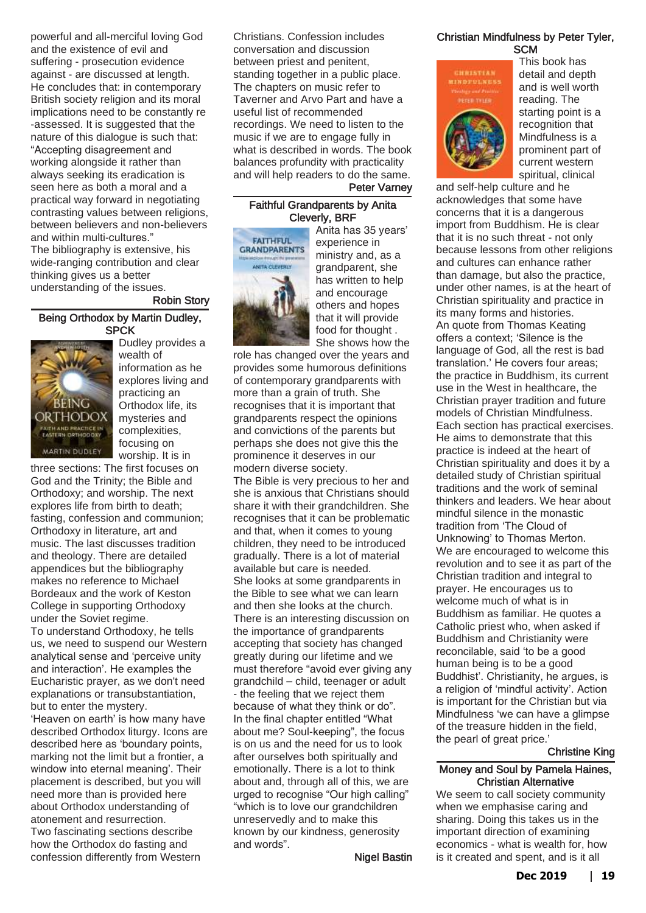powerful and all-merciful loving God and the existence of evil and suffering - prosecution evidence against - are discussed at length. He concludes that: in contemporary British society religion and its moral implications need to be constantly re-assessed. It is suggested that the nature of this dialogue is such that: "Accepting disagreement and working alongside it rather than always seeking its eradication is seen here as both a moral and a practical way forward in negotiating contrasting values between religions, between believers and non-believers and within multi-cultures."

The bibliography is extensive, his wide-ranging contribution and clear thinking gives us a better understanding of the issues.

Robin Story

## Being Orthodox by Martin Dudley, SPCK

Dudley provides a wealth of information as he explores living and practicing an Orthodox life, its mysteries and complexities, focusing on worship. It is in three sections: The first focuses on God and the Trinity; the Bible and Orthodoxy; and worship. The next explores life from birth to death; fasting, confession and communion; Orthodoxy in literature, art and music. The last discusses tradition and theology. There are detailed appendices but the bibliography makes no reference to Michael Bordeaux and the work of Keston College in supporting Orthodoxy under the Soviet regime.

To understand Orthodoxy, he tells us, we need to suspend our Western analytical sense and 'perceive unity and interaction'. He examples the Eucharistic prayer, as we don't need explanations or transubstantiation, but to enter the mystery.

'Heaven on earth' is how many have described Orthodox liturgy. Icons are described here as 'boundary points, marking not the limit but a frontier, a window into eternal meaning'. Their placement is described, but you will need more than is provided here about Orthodox understanding of atonement and resurrection.

Two fascinating sections describe how the Orthodox do fasting and confession differently from Western Christians. Confession includes conversation and discussion between priest and penitent, standing together in a public place. The chapters on music refer to Taverner and Arvo Part and have a useful list of recommended recordings. We need to listen to the music if we are to engage fully in what is described in words. The book balances profundity with practicality and will help readers to do the same.

Peter Varney

## Faithful Grandparents by Anita Cleverly, BRF

Anita has 35 years' experience in ministry and, as a grandparent, she has written to help and encourage others and hopes that it will provide food for thought . She shows how the role has changed over the years and provides some humorous definitions of contemporary grandparents with more than a grain of truth. She recognises that it is important that grandparents respect the opinions and convictions of the parents but perhaps she does not give this the prominence it deserves in our modern diverse society.

The Bible is very precious to her and she is anxious that Christians should share it with their grandchildren. She recognises that it can be problematic and that, when it comes to young children, they need to be introduced gradually. There is a lot of material available but care is needed.

She looks at some grandparents in the Bible to see what we can learn and then she looks at the church. There is an interesting discussion on the importance of grandparents accepting that society has changed greatly during our lifetime and we must therefore "avoid ever giving any grandchild – child, teenager or adult - the feeling that we reject them because of what they think or do".

In the final chapter entitled "What about me? Soul-keeping", the focus is on us and the need for us to look after ourselves both spiritually and emotionally. There is a lot to think about and, through all of this, we are urged to recognise "Our high calling" "which is to love our grandchildren unreservedly and to make this known by our kindness, generosity and words".

Nigel Bastin

## Christian Mindfulness by Peter Tyler, SCM

This book has detail and depth and is well worth reading. The starting point is a recognition that Mindfulness is a prominent part of current western spiritual, clinical and self-help culture and he acknowledges that some have concerns that it is a dangerous import from Buddhism. He is clear that it is no such threat - not only because lessons from other religions and cultures can enhance rather than damage, but also the practice, under other names, is at the heart of Christian spirituality and practice in its many forms and histories.

An quote from Thomas Keating offers a context; 'Silence is the language of God, all the rest is bad translation.' He covers four areas; the practice in Buddhism, its current use in the West in healthcare, the Christian prayer tradition and future models of Christian Mindfulness. Each section has practical exercises. He aims to demonstrate that this practice is indeed at the heart of Christian spirituality and does it by a detailed study of Christian spiritual traditions and the work of seminal thinkers and leaders. We hear about mindful silence in the monastic tradition from 'The Cloud of Unknowing' to Thomas Merton.

We are encouraged to welcome this revolution and to see it as part of the Christian tradition and integral to prayer. He encourages us to welcome much of what is in Buddhism as familiar. He quotes a Catholic priest who, when asked if Buddhism and Christianity were reconcilable, said 'to be a good human being is to be a good Buddhist'. Christianity, he argues, is a religion of 'mindful activity'. Action is important for the Christian but via Mindfulness 'we can have a glimpse of the treasure hidden in the field, the pearl of great price.'

Christine King

## Money and Soul by Pamela Haines, Christian Alternative

We seem to call society community when we emphasise caring and sharing. Doing this takes us in the important direction of examining economics - what is wealth for, how is it created and spent, and is it all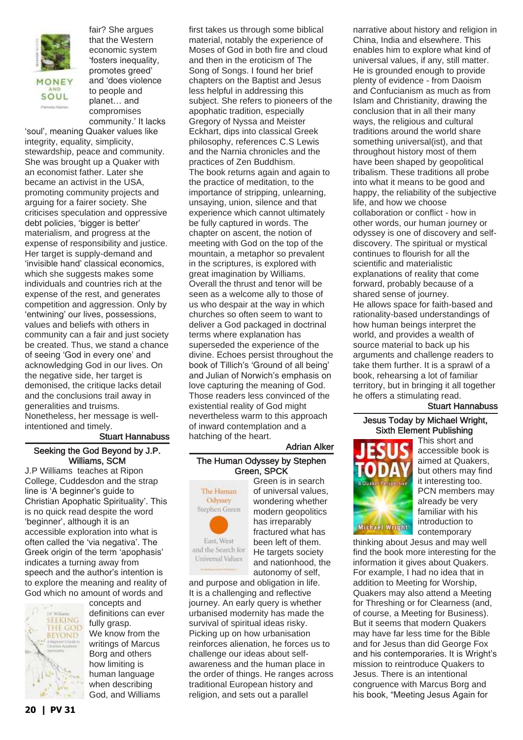fair? She argues that the Western economic system 'fosters inequality, promotes greed' and 'does violence to people and planet… and compromises community.' It lacks 'soul', meaning Quaker values like integrity, equality, simplicity, stewardship, peace and community. She was brought up a Quaker with an economist father. Later she became an activist in the USA, promoting community projects and arguing for a fairer society. She criticises speculation and oppressive debt policies, 'bigger is better' materialism, and progress at the expense of responsibility and justice. Her target is supply-demand and 'invisible hand' classical economics, which she suggests makes some individuals and countries rich at the expense of the rest, and generates competition and aggression. Only by 'entwining' our lives, possessions, values and beliefs with others in community can a fair and just society be created. Thus, we stand a chance of seeing 'God in every one' and acknowledging God in our lives. On the negative side, her target is demonised, the critique lacks detail and the conclusions trail away in generalities and truisms. Nonetheless, her message is well-intentioned and timely.

**Stuart Hannabuss**

### Seeking the God Beyond by J.P. Williams, SCM

J.P Williams teaches at Ripon College, Cuddesdon and the strap line is 'A beginner's guide to Christian Apophatic Spirituality'. This is no quick read despite the word 'beginner', although it is an accessible exploration into what is often called the 'via negativa'. The Greek origin of the term 'apophasis' indicates a turning away from speech and the author's intention is to explore the meaning and reality of God which no amount of words and concepts and definitions can ever fully grasp. We know from the writings of Marcus Borg and others how limiting is human language when describing God, and Williams first takes us through some biblical material, notably the experience of Moses of God in both fire and cloud and then in the eroticism of The Song of Songs. I found her brief chapters on the Baptist and Jesus less helpful in addressing this subject. She refers to pioneers of the apophatic tradition, especially Gregory of Nyssa and Meister Eckhart, dips into classical Greek philosophy, references C.S Lewis and the Narnia chronicles and the practices of Zen Buddhism.
The book returns again and again to the practice of meditation, to the importance of stripping, unlearning, unsaying, union, silence and that experience which cannot ultimately be fully captured in words. The chapter on ascent, the notion of meeting with God on the top of the mountain, a metaphor so prevalent in the scriptures, is explored with great imagination by Williams. Overall the thrust and tenor will be seen as a welcome ally to those of us who despair at the way in which churches so often seem to want to deliver a God packaged in doctrinal terms where explanation has superseded the experience of the divine. Echoes persist throughout the book of Tillich's 'Ground of all being' and Julian of Norwich's emphasis on love capturing the meaning of God. Those readers less convinced of the existential reality of God might nevertheless warm to this approach of inward contemplation and a hatching of the heart.

**Adrian Alker**

### The Human Odyssey by Stephen Green, SPCK

Green is in search of universal values, wondering whether modern geopolitics has irreparably fractured what has been left of them. He targets society and nationhood, the autonomy of self, and purpose and obligation in life. It is a challenging and reflective journey. An early query is whether urbanised modernity has made the survival of spiritual ideas risky. Picking up on how urbanisation reinforces alienation, he forces us to challenge our ideas about self-awareness and the human place in the order of things. He ranges across traditional European history and religion, and sets out a parallel narrative about history and religion in China, India and elsewhere. This enables him to explore what kind of universal values, if any, still matter. He is grounded enough to provide plenty of evidence - from Daoism and Confucianism as much as from Islam and Christianity, drawing the conclusion that in all their many ways, the religious and cultural traditions around the world share something universal(ist), and that throughout history most of them have been shaped by geopolitical tribalism. These traditions all probe into what it means to be good and happy, the reliability of the subjective life, and how we choose collaboration or conflict - how in other words, our human journey or odyssey is one of discovery and self-discovery. The spiritual or mystical continues to flourish for all the scientific and materialistic explanations of reality that come forward, probably because of a shared sense of journey.
He allows space for faith-based and rationality-based understandings of how human beings interpret the world, and provides a wealth of source material to back up his arguments and challenge readers to take them further. It is a sprawl of a book, rehearsing a lot of familiar territory, but in bringing it all together he offers a stimulating read.

**Stuart Hannabuss**

### Jesus Today by Michael Wright, Sixth Element Publishing

This short and accessible book is aimed at Quakers, but others may find it interesting too. PCN members may already be very familiar with his introduction to contemporary thinking about Jesus and may well find the book more interesting for the information it gives about Quakers. For example, I had no idea that in addition to Meeting for Worship, Quakers may also attend a Meeting for Threshing or for Clearness (and, of course, a Meeting for Business). But it seems that modern Quakers may have far less time for the Bible and for Jesus than did George Fox and his contemporaries. It is Wright's mission to reintroduce Quakers to Jesus. There is an intentional congruence with Marcus Borg and his book, "Meeting Jesus Again for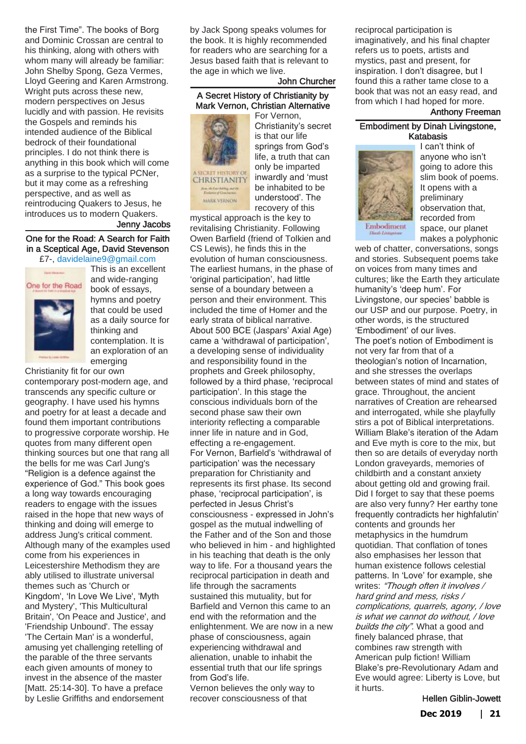the First Time". The books of Borg and Dominic Crossan are central to his thinking, along with others with whom many will already be familiar: John Shelby Spong, Geza Vermes, Lloyd Geering and Karen Armstrong. Wright puts across these new, modern perspectives on Jesus lucidly and with passion. He revisits the Gospels and reminds his intended audience of the Biblical bedrock of their foundational principles. I do not think there is anything in this book which will come as a surprise to the typical PCNer, but it may come as a refreshing perspective, and as well as reintroducing Quakers to Jesus, he introduces us to modern Quakers.

**Jenny Jacobs**

### One for the Road: A Search for Faith in a Sceptical Age, David Stevenson

£7-, davidelaine9@gmail.com

This is an excellent and wide-ranging book of essays, hymns and poetry that could be used as a daily source for thinking and contemplation. It is an exploration of an emerging Christianity fit for our own contemporary post-modern age, and transcends any specific culture or geography. I have used his hymns and poetry for at least a decade and found them important contributions to progressive corporate worship. He quotes from many different open thinking sources but one that rang all the bells for me was Carl Jung's "Religion is a defence against the experience of God." This book goes a long way towards encouraging readers to engage with the issues raised in the hope that new ways of thinking and doing will emerge to address Jung's critical comment. Although many of the examples used come from his experiences in Leicestershire Methodism they are ably utilised to illustrate universal themes such as 'Church or Kingdom', 'In Love We Live', 'Myth and Mystery', 'This Multicultural Britain', 'On Peace and Justice', and 'Friendship Unbound'. The essay 'The Certain Man' is a wonderful, amusing yet challenging retelling of the parable of the three servants each given amounts of money to invest in the absence of the master [Matt. 25:14-30]. To have a preface by Leslie Griffiths and endorsement by Jack Spong speaks volumes for the book. It is highly recommended for readers who are searching for a Jesus based faith that is relevant to the age in which we live.

**John Churcher**

### A Secret History of Christianity by Mark Vernon, Christian Alternative

For Vernon, Christianity's secret is that our life springs from God's life, a truth that can only be imparted inwardly and 'must be inhabited to be understood'. The recovery of this mystical approach is the key to revitalising Christianity. Following Owen Barfield (friend of Tolkien and CS Lewis), he finds this in the evolution of human consciousness. The earliest humans, in the phase of 'original participation', had little sense of a boundary between a person and their environment. This included the time of Homer and the early strata of biblical narrative. About 500 BCE (Jaspars' Axial Age) came a 'withdrawal of participation', a developing sense of individuality and responsibility found in the prophets and Greek philosophy, followed by a third phase, 'reciprocal participation'. In this stage the conscious individuals born of the second phase saw their own interiority reflecting a comparable inner life in nature and in God, effecting a re-engagement.

For Vernon, Barfield's 'withdrawal of participation' was the necessary preparation for Christianity and represents its first phase. Its second phase, 'reciprocal participation', is perfected in Jesus Christ's consciousness - expressed in John's gospel as the mutual indwelling of the Father and of the Son and those who believed in him - and highlighted in his teaching that death is the only way to life. For a thousand years the reciprocal participation in death and life through the sacraments sustained this mutuality, but for Barfield and Vernon this came to an end with the reformation and the enlightenment. We are now in a new phase of consciousness, again experiencing withdrawal and alienation, unable to inhabit the essential truth that our life springs from God's life.

Vernon believes the only way to recover consciousness of that reciprocal participation is imaginatively, and his final chapter refers us to poets, artists and mystics, past and present, for inspiration. I don't disagree, but I found this a rather tame close to a book that was not an easy read, and from which I had hoped for more.

**Anthony Freeman**

### Embodiment by Dinah Livingstone, Katabasis

I can't think of anyone who isn't going to adore this slim book of poems. It opens with a preliminary observation that, recorded from space, our planet makes a polyphonic web of chatter, conversations, songs and stories. Subsequent poems take on voices from many times and cultures; like the Earth they articulate humanity's 'deep hum'. For Livingstone, our species' babble is our USP and our purpose. Poetry, in other words, is the structured 'Embodiment' of our lives.

The poet's notion of Embodiment is not very far from that of a theologian's notion of Incarnation, and she stresses the overlaps between states of mind and states of grace. Throughout, the ancient narratives of Creation are rehearsed and interrogated, while she playfully stirs a pot of Biblical interpretations. William Blake's iteration of the Adam and Eve myth is core to the mix, but then so are details of everyday north London graveyards, memories of childbirth and a constant anxiety about getting old and growing frail. Did I forget to say that these poems are also very funny? Her earthy tone frequently contradicts her highfalutin' contents and grounds her metaphysics in the humdrum quotidian. That conflation of tones also emphasises her lesson that human existence follows celestial patterns. In 'Love' for example, she writes: *"Though often it involves / hard grind and mess, risks / complications, quarrels, agony, / love is what we cannot do without, / love builds the city"*. What a good and finely balanced phrase, that combines raw strength with American pulp fiction! William Blake's pre-Revolutionary Adam and Eve would agree: Liberty is Love, but it hurts.

**Hellen Giblin-Jowett**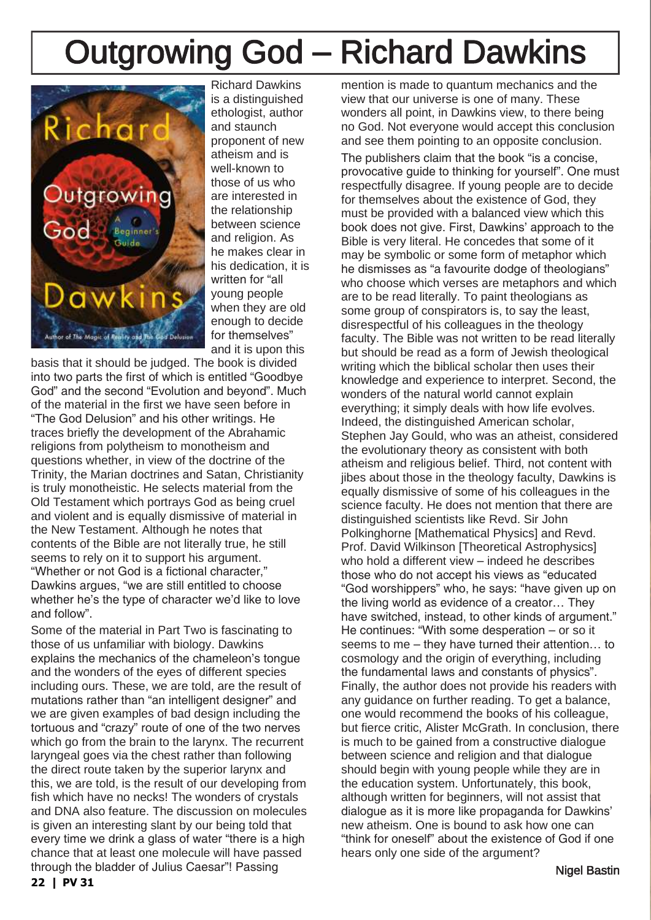# Outgrowing God – Richard Dawkins

Richard Dawkins is a distinguished ethologist, author and staunch proponent of new atheism and is well-known to those of us who are interested in the relationship between science and religion. As he makes clear in his dedication, it is written for "all young people when they are old enough to decide for themselves" and it is upon this basis that it should be judged. The book is divided into two parts the first of which is entitled "Goodbye God" and the second "Evolution and beyond". Much of the material in the first we have seen before in "The God Delusion" and his other writings. He traces briefly the development of the Abrahamic religions from polytheism to monotheism and questions whether, in view of the doctrine of the Trinity, the Marian doctrines and Satan, Christianity is truly monotheistic. He selects material from the Old Testament which portrays God as being cruel and violent and is equally dismissive of material in the New Testament. Although he notes that contents of the Bible are not literally true, he still seems to rely on it to support his argument. "Whether or not God is a fictional character," Dawkins argues, "we are still entitled to choose whether he's the type of character we'd like to love and follow".

Some of the material in Part Two is fascinating to those of us unfamiliar with biology. Dawkins explains the mechanics of the chameleon's tongue and the wonders of the eyes of different species including ours. These, we are told, are the result of mutations rather than "an intelligent designer" and we are given examples of bad design including the tortuous and "crazy" route of one of the two nerves which go from the brain to the larynx. The recurrent laryngeal goes via the chest rather than following the direct route taken by the superior larynx and this, we are told, is the result of our developing from fish which have no necks! The wonders of crystals and DNA also feature. The discussion on molecules is given an interesting slant by our being told that every time we drink a glass of water "there is a high chance that at least one molecule will have passed through the bladder of Julius Caesar"! Passing mention is made to quantum mechanics and the view that our universe is one of many. These wonders all point, in Dawkins view, to there being no God. Not everyone would accept this conclusion and see them pointing to an opposite conclusion.

The publishers claim that the book "is a concise, provocative guide to thinking for yourself". One must respectfully disagree. If young people are to decide for themselves about the existence of God, they must be provided with a balanced view which this book does not give. First, Dawkins' approach to the Bible is very literal. He concedes that some of it may be symbolic or some form of metaphor which he dismisses as "a favourite dodge of theologians" who choose which verses are metaphors and which are to be read literally. To paint theologians as some group of conspirators is, to say the least, disrespectful of his colleagues in the theology faculty. The Bible was not written to be read literally but should be read as a form of Jewish theological writing which the biblical scholar then uses their knowledge and experience to interpret. Second, the wonders of the natural world cannot explain everything; it simply deals with how life evolves. Indeed, the distinguished American scholar, Stephen Jay Gould, who was an atheist, considered the evolutionary theory as consistent with both atheism and religious belief. Third, not content with jibes about those in the theology faculty, Dawkins is equally dismissive of some of his colleagues in the science faculty. He does not mention that there are distinguished scientists like Revd. Sir John Polkinghorne [Mathematical Physics] and Revd. Prof. David Wilkinson [Theoretical Astrophysics] who hold a different view – indeed he describes those who do not accept his views as "educated "God worshippers" who, he says: "have given up on the living world as evidence of a creator… They have switched, instead, to other kinds of argument." He continues: "With some desperation – or so it seems to me – they have turned their attention… to cosmology and the origin of everything, including the fundamental laws and constants of physics". Finally, the author does not provide his readers with any guidance on further reading. To get a balance, one would recommend the books of his colleague, but fierce critic, Alister McGrath. In conclusion, there is much to be gained from a constructive dialogue between science and religion and that dialogue should begin with young people while they are in the education system. Unfortunately, this book, although written for beginners, will not assist that dialogue as it is more like propaganda for Dawkins' new atheism. One is bound to ask how one can "think for oneself" about the existence of God if one hears only one side of the argument?

Nigel Bastin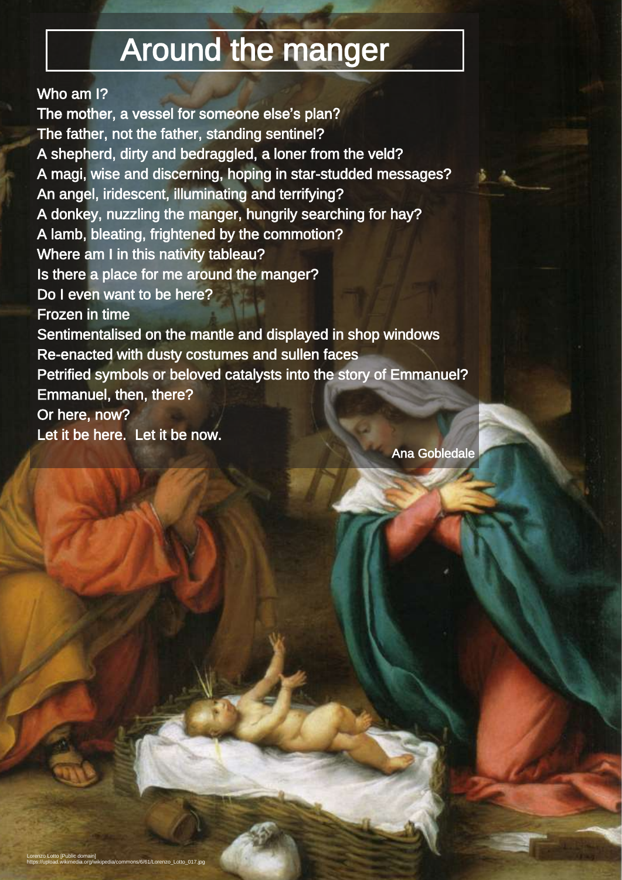# Around the manger

Who am I?
The mother, a vessel for someone else's plan?
The father, not the father, standing sentinel?
A shepherd, dirty and bedraggled, a loner from the veld?
A magi, wise and discerning, hoping in star-studded messages?
An angel, iridescent, illuminating and terrifying?
A donkey, nuzzling the manger, hungrily searching for hay?
A lamb, bleating, frightened by the commotion?
Where am I in this nativity tableau?
Is there a place for me around the manger?
Do I even want to be here?
Frozen in time
Sentimentalised on the mantle and displayed in shop windows
Re-enacted with dusty costumes and sullen faces
Petrified symbols or beloved catalysts into the story of Emmanuel?
Emmanuel, then, there?
Or here, now?
Let it be here. Let it be now.

Ana Gobledale

Lorenzo Lotto [Public domain]
https://upload.wikimedia.org/wikipedia/commons/6/61/Lorenzo_Lotto_017.jpg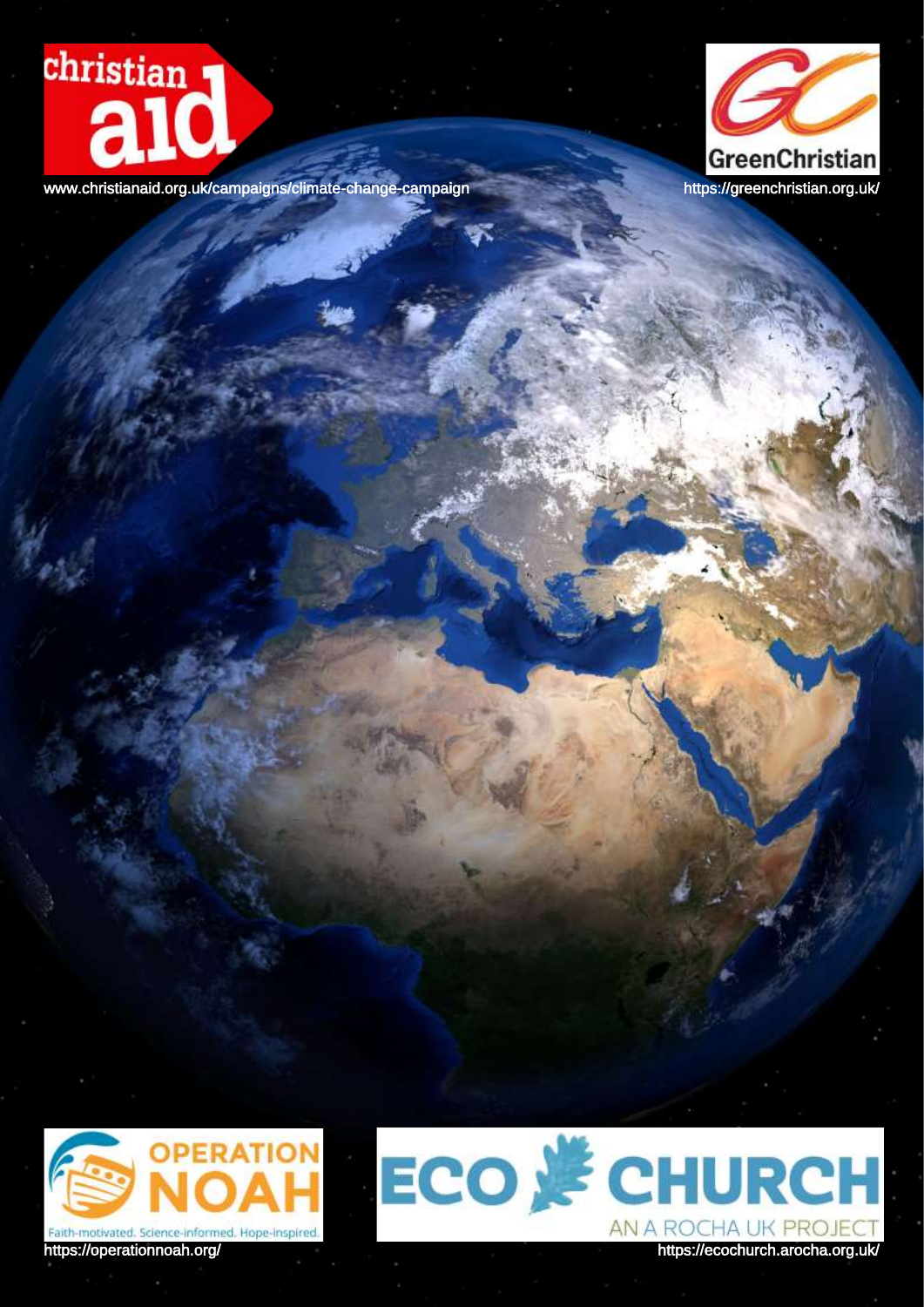www.christianaid.org.uk/campaigns/climate-change-campaign

https://greenchristian.org.uk/

https://operationnoah.org/

https://ecochurch.arocha.org.uk/